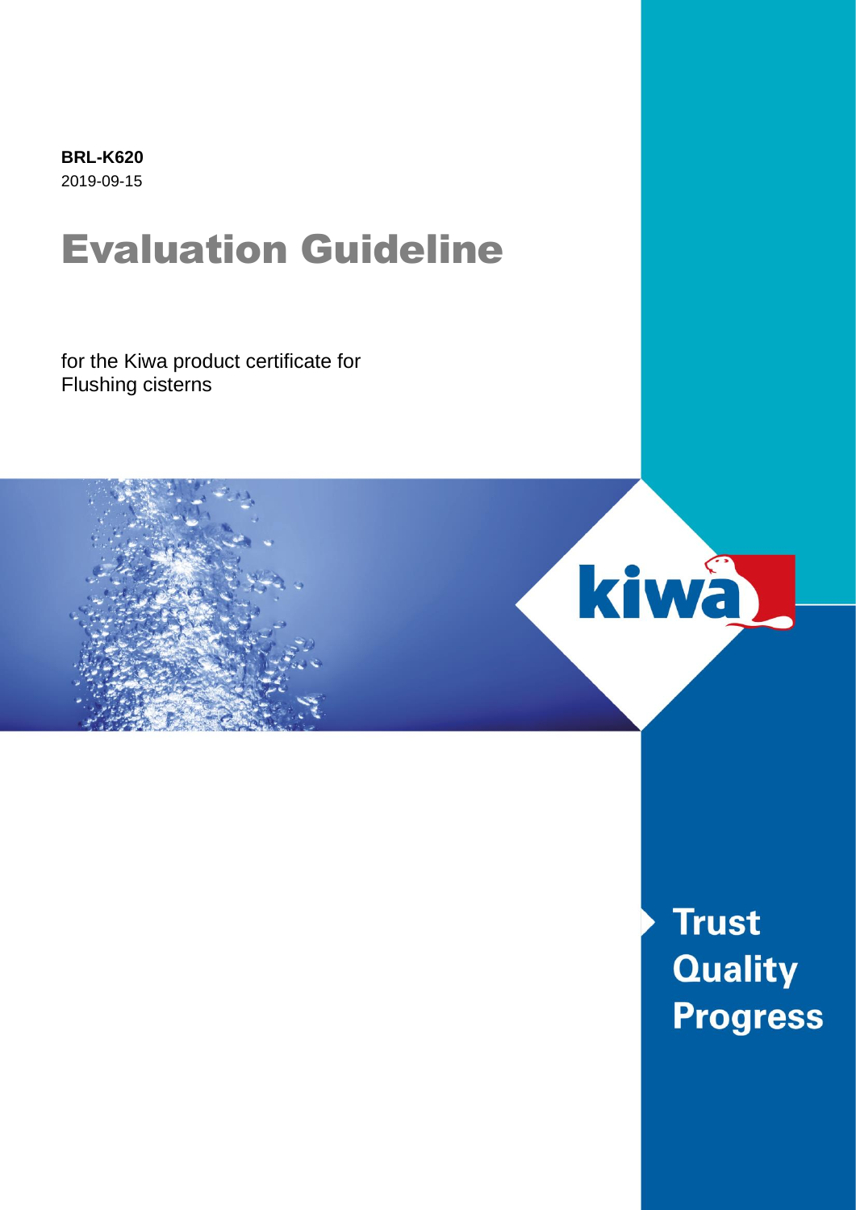**BRL-K620**
2019-09-15

# Evaluation Guideline

for the Kiwa product certificate for
Flushing cisterns

Trust
Quality
Progress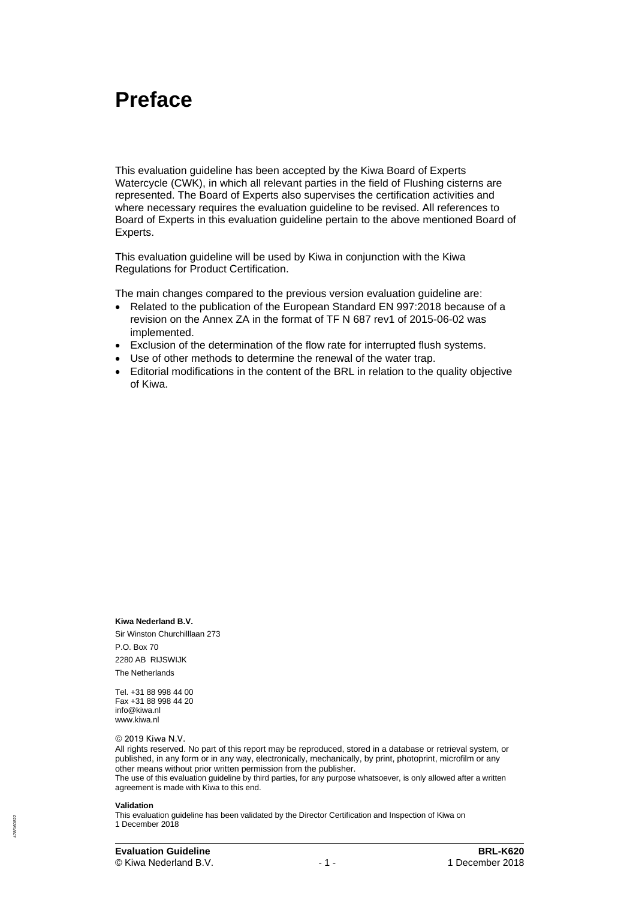# Preface

This evaluation guideline has been accepted by the Kiwa Board of Experts Watercycle (CWK), in which all relevant parties in the field of Flushing cisterns are represented. The Board of Experts also supervises the certification activities and where necessary requires the evaluation guideline to be revised. All references to Board of Experts in this evaluation guideline pertain to the above mentioned Board of Experts.

This evaluation guideline will be used by Kiwa in conjunction with the Kiwa Regulations for Product Certification.

The main changes compared to the previous version evaluation guideline are:

- Related to the publication of the European Standard EN 997:2018 because of a revision on the Annex ZA in the format of TF N 687 rev1 of 2015-06-02 was implemented.
- Exclusion of the determination of the flow rate for interrupted flush systems.
- Use of other methods to determine the renewal of the water trap.
- Editorial modifications in the content of the BRL in relation to the quality objective of Kiwa.

**Kiwa Nederland B.V.**

Sir Winston Churchilllaan 273
P.O. Box 70
2280 AB RIJSWIJK
The Netherlands

Tel. +31 88 998 44 00
Fax +31 88 998 44 20
info@kiwa.nl
www.kiwa.nl

© 2019 Kiwa N.V.
All rights reserved. No part of this report may be reproduced, stored in a database or retrieval system, or published, in any form or in any way, electronically, mechanically, by print, photoprint, microfilm or any other means without prior written permission from the publisher.
The use of this evaluation guideline by third parties, for any purpose whatsoever, is only allowed after a written agreement is made with Kiwa to this end.

**Validation**
This evaluation guideline has been validated by the Director Certification and Inspection of Kiwa on 1 December 2018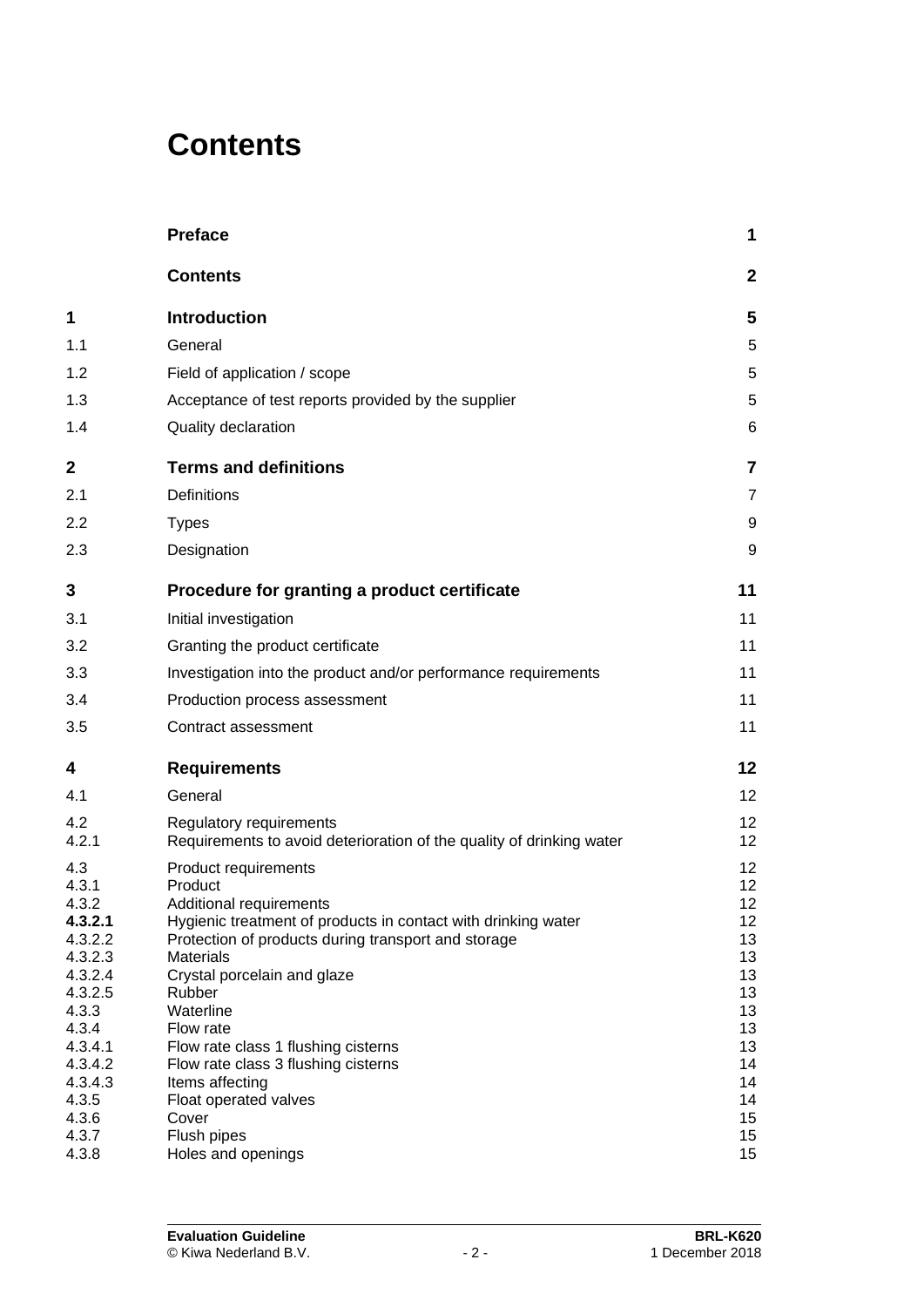# Contents

| | | |
|---|---|---|
| | **Preface** | **1** |
| | **Contents** | **2** |
| **1** | **Introduction** | **5** |
| 1.1 | General | 5 |
| 1.2 | Field of application / scope | 5 |
| 1.3 | Acceptance of test reports provided by the supplier | 5 |
| 1.4 | Quality declaration | 6 |
| **2** | **Terms and definitions** | **7** |
| 2.1 | Definitions | 7 |
| 2.2 | Types | 9 |
| 2.3 | Designation | 9 |
| **3** | **Procedure for granting a product certificate** | **11** |
| 3.1 | Initial investigation | 11 |
| 3.2 | Granting the product certificate | 11 |
| 3.3 | Investigation into the product and/or performance requirements | 11 |
| 3.4 | Production process assessment | 11 |
| 3.5 | Contract assessment | 11 |
| **4** | **Requirements** | **12** |
| 4.1 | General | 12 |
| 4.2 | Regulatory requirements | 12 |
| 4.2.1 | Requirements to avoid deterioration of the quality of drinking water | 12 |
| 4.3 | Product requirements | 12 |
| 4.3.1 | Product | 12 |
| 4.3.2 | Additional requirements | 12 |
| **4.3.2.1** | Hygienic treatment of products in contact with drinking water | 12 |
| 4.3.2.2 | Protection of products during transport and storage | 13 |
| 4.3.2.3 | Materials | 13 |
| 4.3.2.4 | Crystal porcelain and glaze | 13 |
| 4.3.2.5 | Rubber | 13 |
| 4.3.3 | Waterline | 13 |
| 4.3.4 | Flow rate | 13 |
| 4.3.4.1 | Flow rate class 1 flushing cisterns | 13 |
| 4.3.4.2 | Flow rate class 3 flushing cisterns | 14 |
| 4.3.4.3 | Items affecting | 14 |
| 4.3.5 | Float operated valves | 14 |
| 4.3.6 | Cover | 15 |
| 4.3.7 | Flush pipes | 15 |
| 4.3.8 | Holes and openings | 15 |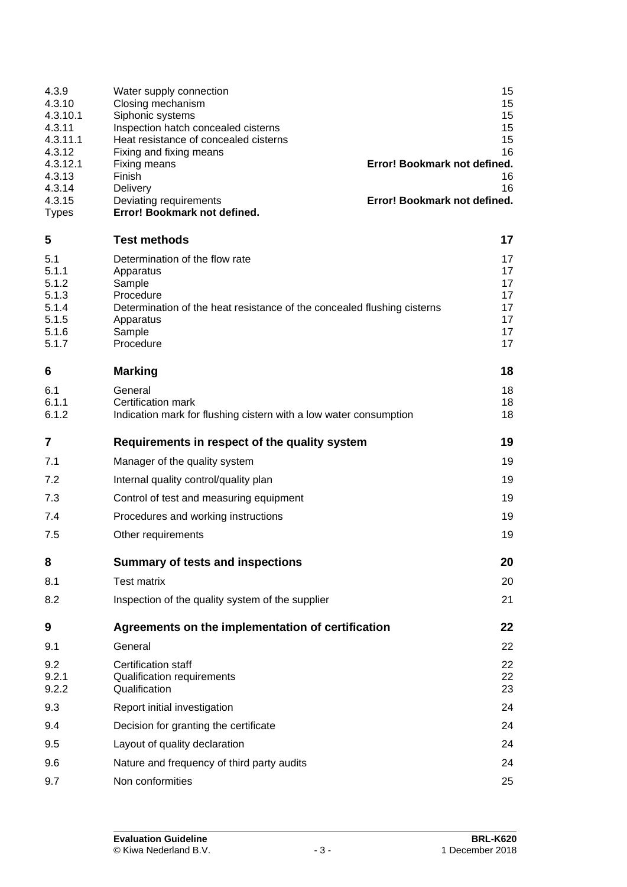| | | |
|---|---|---|
| 4.3.9 | Water supply connection | 15 |
| 4.3.10 | Closing mechanism | 15 |
| 4.3.10.1 | Siphonic systems | 15 |
| 4.3.11 | Inspection hatch concealed cisterns | 15 |
| 4.3.11.1 | Heat resistance of concealed cisterns | 15 |
| 4.3.12 | Fixing and fixing means | 16 |
| 4.3.12.1 | Fixing means | **Error! Bookmark not defined.** |
| 4.3.13 | Finish | 16 |
| 4.3.14 | Delivery | 16 |
| 4.3.15 | Deviating requirements | **Error! Bookmark not defined.** |
| Types | **Error! Bookmark not defined.** | |
| **5** | **Test methods** | **17** |
| 5.1 | Determination of the flow rate | 17 |
| 5.1.1 | Apparatus | 17 |
| 5.1.2 | Sample | 17 |
| 5.1.3 | Procedure | 17 |
| 5.1.4 | Determination of the heat resistance of the concealed flushing cisterns | 17 |
| 5.1.5 | Apparatus | 17 |
| 5.1.6 | Sample | 17 |
| 5.1.7 | Procedure | 17 |
| **6** | **Marking** | **18** |
| 6.1 | General | 18 |
| 6.1.1 | Certification mark | 18 |
| 6.1.2 | Indication mark for flushing cistern with a low water consumption | 18 |
| **7** | **Requirements in respect of the quality system** | **19** |
| 7.1 | Manager of the quality system | 19 |
| 7.2 | Internal quality control/quality plan | 19 |
| 7.3 | Control of test and measuring equipment | 19 |
| 7.4 | Procedures and working instructions | 19 |
| 7.5 | Other requirements | 19 |
| **8** | **Summary of tests and inspections** | **20** |
| 8.1 | Test matrix | 20 |
| 8.2 | Inspection of the quality system of the supplier | 21 |
| **9** | **Agreements on the implementation of certification** | **22** |
| 9.1 | General | 22 |
| 9.2 | Certification staff | 22 |
| 9.2.1 | Qualification requirements | 22 |
| 9.2.2 | Qualification | 23 |
| 9.3 | Report initial investigation | 24 |
| 9.4 | Decision for granting the certificate | 24 |
| 9.5 | Layout of quality declaration | 24 |
| 9.6 | Nature and frequency of third party audits | 24 |
| 9.7 | Non conformities | 25 |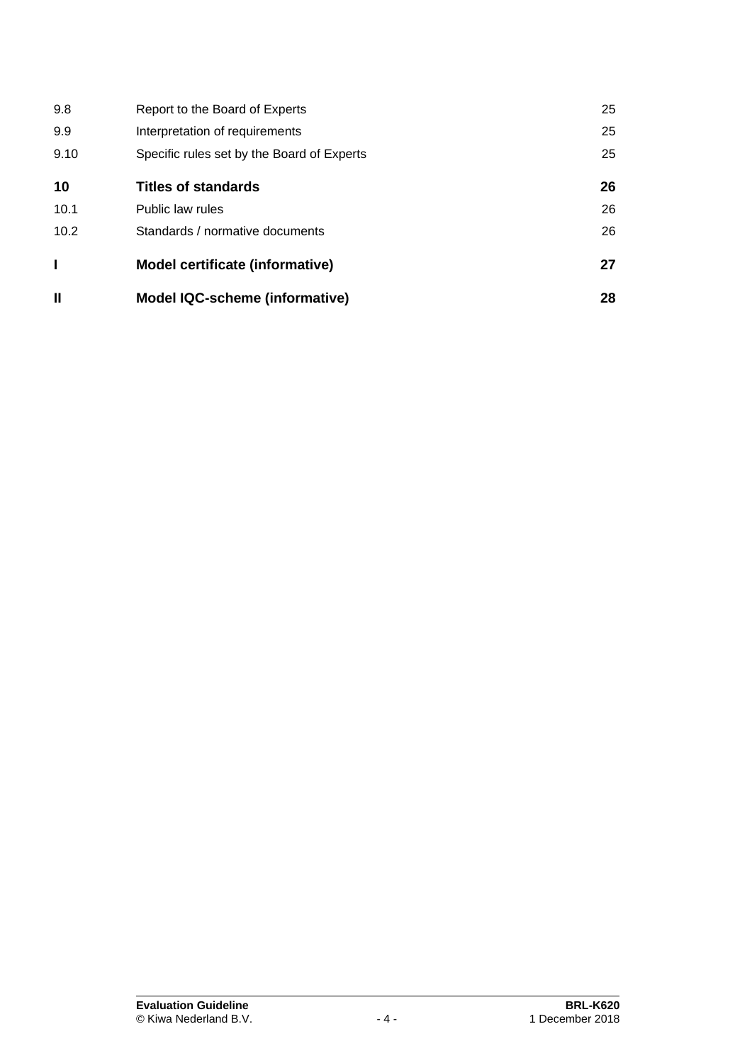| | | |
|---|---|---|
| 9.8 | Report to the Board of Experts | 25 |
| 9.9 | Interpretation of requirements | 25 |
| 9.10 | Specific rules set by the Board of Experts | 25 |
| **10** | **Titles of standards** | **26** |
| 10.1 | Public law rules | 26 |
| 10.2 | Standards / normative documents | 26 |
| **I** | **Model certificate (informative)** | **27** |
| **II** | **Model IQC-scheme (informative)** | **28** |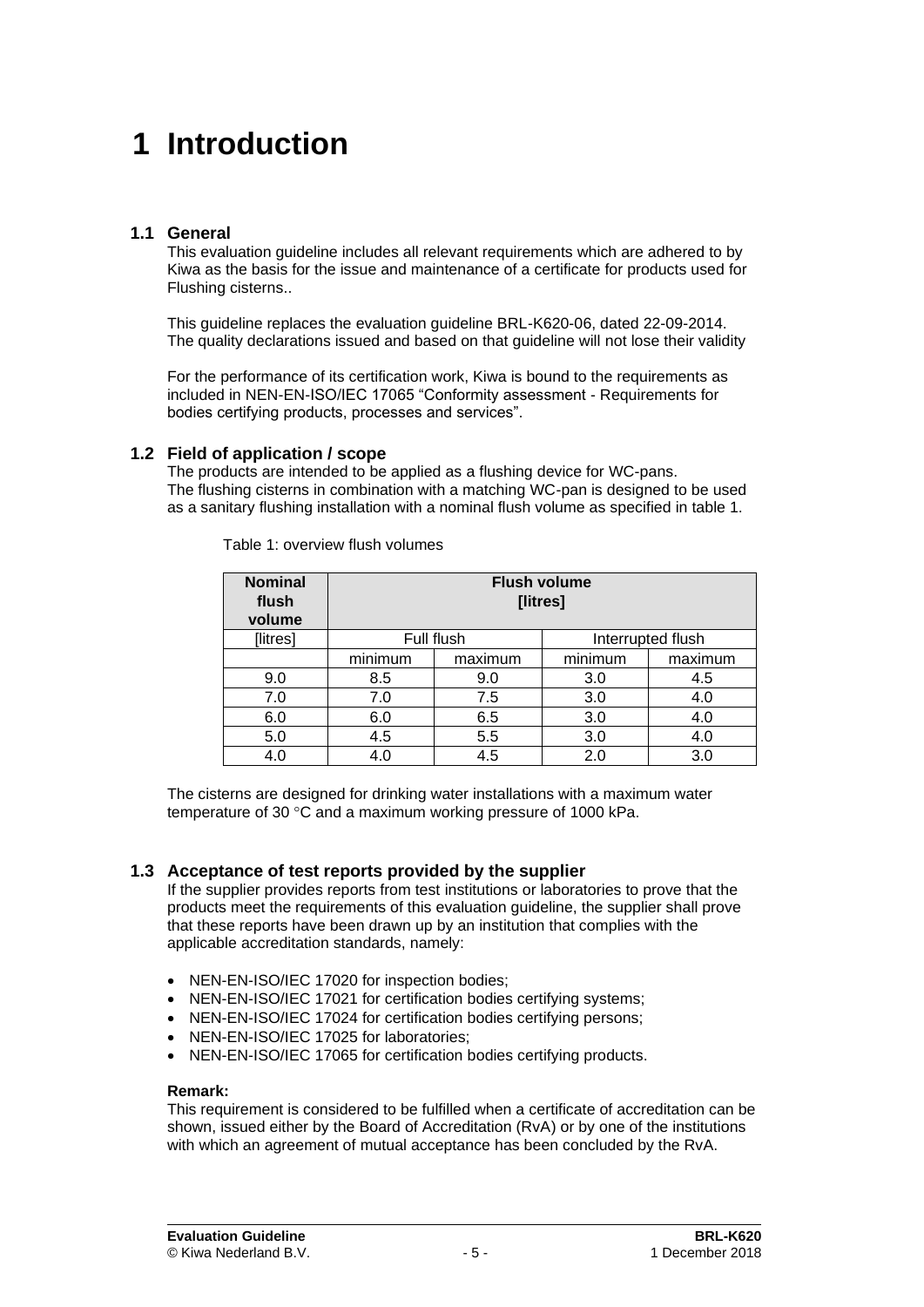# 1 Introduction

## 1.1 General

This evaluation guideline includes all relevant requirements which are adhered to by Kiwa as the basis for the issue and maintenance of a certificate for products used for Flushing cisterns..

This guideline replaces the evaluation guideline BRL-K620-06, dated 22-09-2014. The quality declarations issued and based on that guideline will not lose their validity

For the performance of its certification work, Kiwa is bound to the requirements as included in NEN-EN-ISO/IEC 17065 "Conformity assessment - Requirements for bodies certifying products, processes and services".

## 1.2 Field of application / scope

The products are intended to be applied as a flushing device for WC-pans.
The flushing cisterns in combination with a matching WC-pan is designed to be used as a sanitary flushing installation with a nominal flush volume as specified in table 1.

Table 1: overview flush volumes

| **Nominal flush volume** | **Flush volume [litres]** | | | |
|---|---|---|---|---|
| [litres] | Full flush | | Interrupted flush | |
| | minimum | maximum | minimum | maximum |
| 9.0 | 8.5 | 9.0 | 3.0 | 4.5 |
| 7.0 | 7.0 | 7.5 | 3.0 | 4.0 |
| 6.0 | 6.0 | 6.5 | 3.0 | 4.0 |
| 5.0 | 4.5 | 5.5 | 3.0 | 4.0 |
| 4.0 | 4.0 | 4.5 | 2.0 | 3.0 |

The cisterns are designed for drinking water installations with a maximum water temperature of 30 °C and a maximum working pressure of 1000 kPa.

## 1.3 Acceptance of test reports provided by the supplier

If the supplier provides reports from test institutions or laboratories to prove that the products meet the requirements of this evaluation guideline, the supplier shall prove that these reports have been drawn up by an institution that complies with the applicable accreditation standards, namely:

- NEN-EN-ISO/IEC 17020 for inspection bodies;
- NEN-EN-ISO/IEC 17021 for certification bodies certifying systems;
- NEN-EN-ISO/IEC 17024 for certification bodies certifying persons;
- NEN-EN-ISO/IEC 17025 for laboratories;
- NEN-EN-ISO/IEC 17065 for certification bodies certifying products.

**Remark:**
This requirement is considered to be fulfilled when a certificate of accreditation can be shown, issued either by the Board of Accreditation (RvA) or by one of the institutions with which an agreement of mutual acceptance has been concluded by the RvA.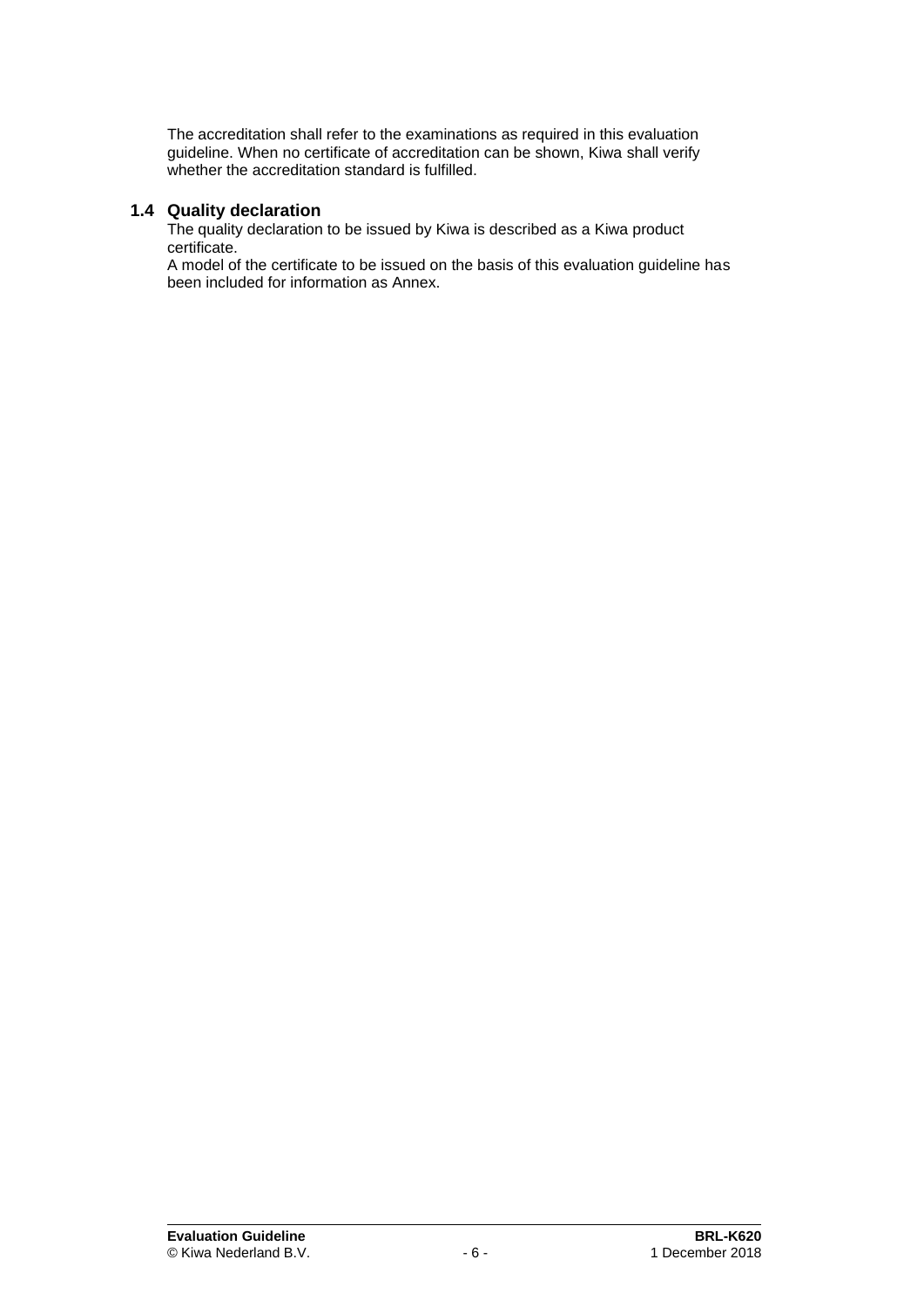The accreditation shall refer to the examinations as required in this evaluation guideline. When no certificate of accreditation can be shown, Kiwa shall verify whether the accreditation standard is fulfilled.

## 1.4 Quality declaration

The quality declaration to be issued by Kiwa is described as a Kiwa product certificate.
A model of the certificate to be issued on the basis of this evaluation guideline has been included for information as Annex.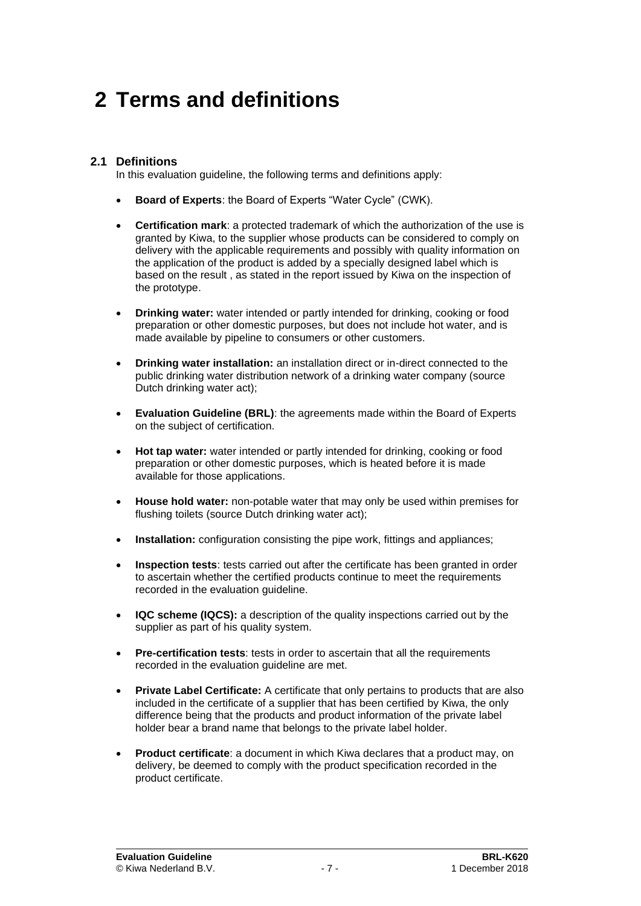# 2 Terms and definitions

## 2.1 Definitions

In this evaluation guideline, the following terms and definitions apply:

- **Board of Experts**: the Board of Experts “Water Cycle” (CWK).
- **Certification mark**: a protected trademark of which the authorization of the use is granted by Kiwa, to the supplier whose products can be considered to comply on delivery with the applicable requirements and possibly with quality information on the application of the product is added by a specially designed label which is based on the result , as stated in the report issued by Kiwa on the inspection of the prototype.
- **Drinking water:** water intended or partly intended for drinking, cooking or food preparation or other domestic purposes, but does not include hot water, and is made available by pipeline to consumers or other customers.
- **Drinking water installation:** an installation direct or in-direct connected to the public drinking water distribution network of a drinking water company (source Dutch drinking water act);
- **Evaluation Guideline (BRL)**: the agreements made within the Board of Experts on the subject of certification.
- **Hot tap water:** water intended or partly intended for drinking, cooking or food preparation or other domestic purposes, which is heated before it is made available for those applications.
- **House hold water:** non-potable water that may only be used within premises for flushing toilets (source Dutch drinking water act);
- **Installation:** configuration consisting the pipe work, fittings and appliances;
- **Inspection tests**: tests carried out after the certificate has been granted in order to ascertain whether the certified products continue to meet the requirements recorded in the evaluation guideline.
- **IQC scheme (IQCS):** a description of the quality inspections carried out by the supplier as part of his quality system.
- **Pre-certification tests**: tests in order to ascertain that all the requirements recorded in the evaluation guideline are met.
- **Private Label Certificate:** A certificate that only pertains to products that are also included in the certificate of a supplier that has been certified by Kiwa, the only difference being that the products and product information of the private label holder bear a brand name that belongs to the private label holder.
- **Product certificate**: a document in which Kiwa declares that a product may, on delivery, be deemed to comply with the product specification recorded in the product certificate.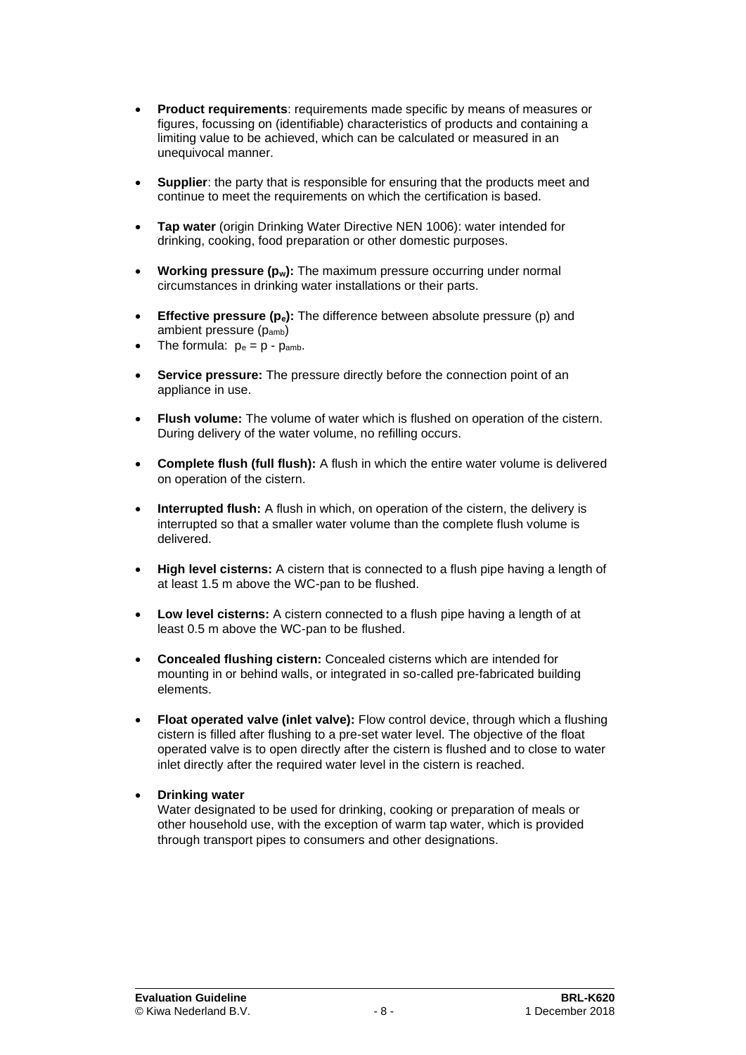- **Product requirements**: requirements made specific by means of measures or figures, focussing on (identifiable) characteristics of products and containing a limiting value to be achieved, which can be calculated or measured in an unequivocal manner.

- **Supplier**: the party that is responsible for ensuring that the products meet and continue to meet the requirements on which the certification is based.

- **Tap water** (origin Drinking Water Directive NEN 1006): water intended for drinking, cooking, food preparation or other domestic purposes.

- **Working pressure ($p_w$):** The maximum pressure occurring under normal circumstances in drinking water installations or their parts.

- **Effective pressure ($p_e$):** The difference between absolute pressure (p) and ambient pressure ($p_{amb}$)
- The formula: $p_e = p - p_{amb}$.

- **Service pressure:** The pressure directly before the connection point of an appliance in use.

- **Flush volume:** The volume of water which is flushed on operation of the cistern. During delivery of the water volume, no refilling occurs.

- **Complete flush (full flush):** A flush in which the entire water volume is delivered on operation of the cistern.

- **Interrupted flush:** A flush in which, on operation of the cistern, the delivery is interrupted so that a smaller water volume than the complete flush volume is delivered.

- **High level cisterns:** A cistern that is connected to a flush pipe having a length of at least 1.5 m above the WC-pan to be flushed.

- **Low level cisterns:** A cistern connected to a flush pipe having a length of at least 0.5 m above the WC-pan to be flushed.

- **Concealed flushing cistern:** Concealed cisterns which are intended for mounting in or behind walls, or integrated in so-called pre-fabricated building elements.

- **Float operated valve (inlet valve):** Flow control device, through which a flushing cistern is filled after flushing to a pre-set water level. The objective of the float operated valve is to open directly after the cistern is flushed and to close to water inlet directly after the required water level in the cistern is reached.

- **Drinking water**
  Water designated to be used for drinking, cooking or preparation of meals or other household use, with the exception of warm tap water, which is provided through transport pipes to consumers and other designations.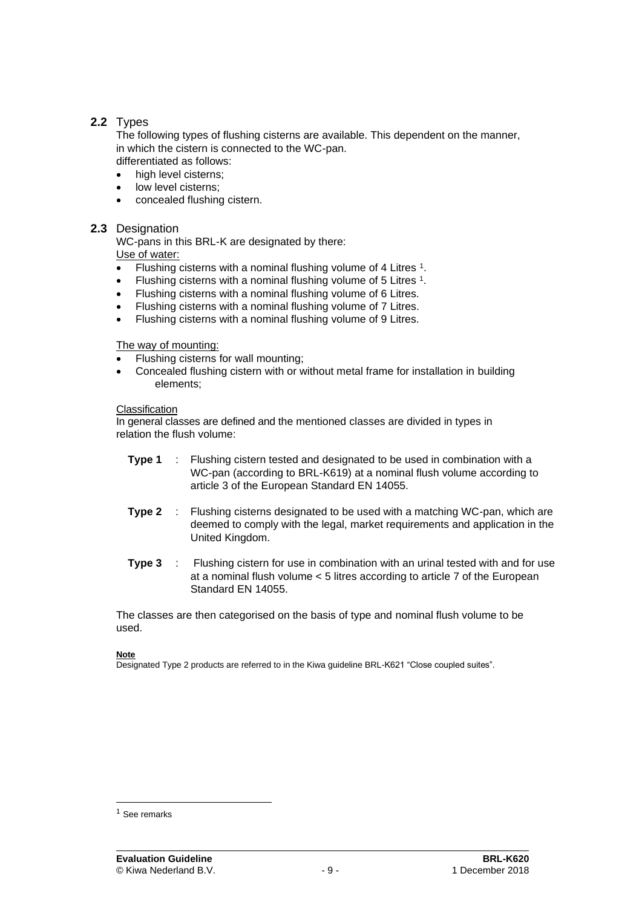## 2.2 Types

The following types of flushing cisterns are available. This dependent on the manner, in which the cistern is connected to the WC-pan.
differentiated as follows:

- high level cisterns;
- low level cisterns;
- concealed flushing cistern.

## 2.3 Designation

WC-pans in this BRL-K are designated by there:

Use of water:

- Flushing cisterns with a nominal flushing volume of 4 Litres [1].
- Flushing cisterns with a nominal flushing volume of 5 Litres [1].
- Flushing cisterns with a nominal flushing volume of 6 Litres.
- Flushing cisterns with a nominal flushing volume of 7 Litres.
- Flushing cisterns with a nominal flushing volume of 9 Litres.

The way of mounting:

- Flushing cisterns for wall mounting;
- Concealed flushing cistern with or without metal frame for installation in building elements;

Classification

In general classes are defined and the mentioned classes are divided in types in relation the flush volume:

**Type 1** : Flushing cistern tested and designated to be used in combination with a WC-pan (according to BRL-K619) at a nominal flush volume according to article 3 of the European Standard EN 14055.

**Type 2** : Flushing cisterns designated to be used with a matching WC-pan, which are deemed to comply with the legal, market requirements and application in the United Kingdom.

**Type 3** : Flushing cistern for use in combination with an urinal tested with and for use at a nominal flush volume < 5 litres according to article 7 of the European Standard EN 14055.

The classes are then categorised on the basis of type and nominal flush volume to be used.

**Note**
Designated Type 2 products are referred to in the Kiwa guideline BRL-K621 "Close coupled suites".

[1] See remarks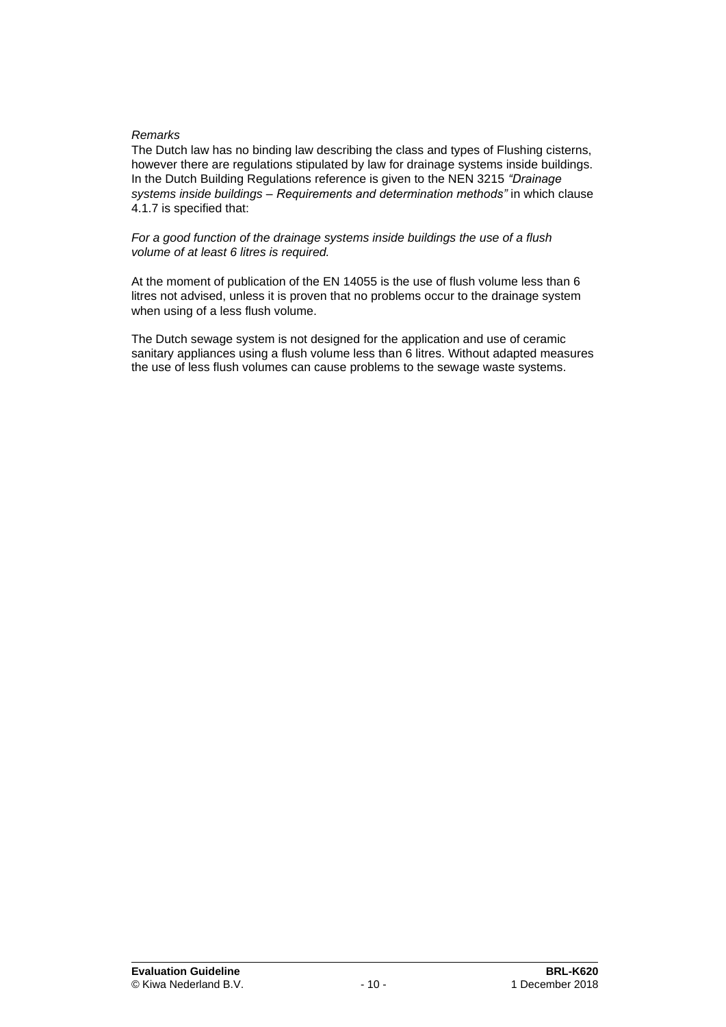*Remarks*
The Dutch law has no binding law describing the class and types of Flushing cisterns, however there are regulations stipulated by law for drainage systems inside buildings. In the Dutch Building Regulations reference is given to the NEN 3215 *"Drainage systems inside buildings – Requirements and determination methods"* in which clause 4.1.7 is specified that:

*For a good function of the drainage systems inside buildings the use of a flush volume of at least 6 litres is required.*

At the moment of publication of the EN 14055 is the use of flush volume less than 6 litres not advised, unless it is proven that no problems occur to the drainage system when using of a less flush volume.

The Dutch sewage system is not designed for the application and use of ceramic sanitary appliances using a flush volume less than 6 litres. Without adapted measures the use of less flush volumes can cause problems to the sewage waste systems.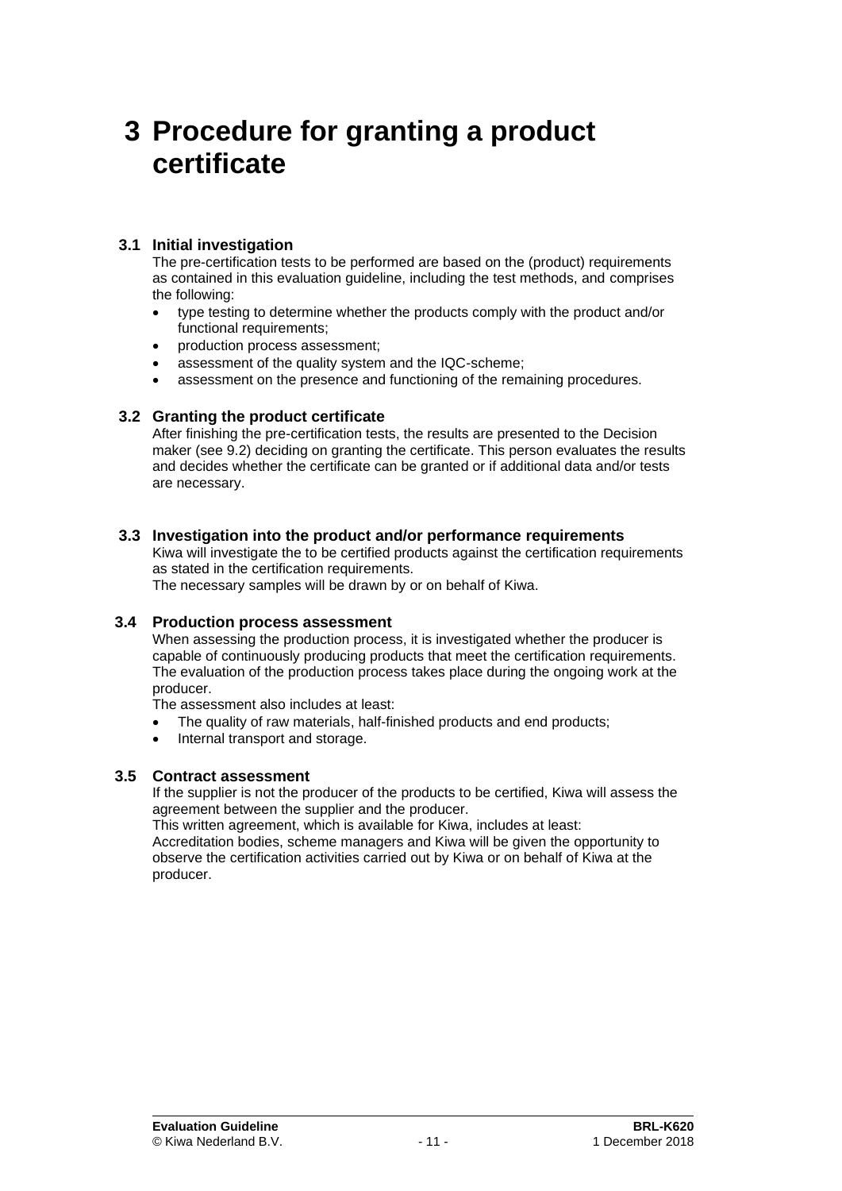# 3 Procedure for granting a product certificate

## 3.1 Initial investigation

The pre-certification tests to be performed are based on the (product) requirements as contained in this evaluation guideline, including the test methods, and comprises the following:

- type testing to determine whether the products comply with the product and/or functional requirements;
- production process assessment;
- assessment of the quality system and the IQC-scheme;
- assessment on the presence and functioning of the remaining procedures.

## 3.2 Granting the product certificate

After finishing the pre-certification tests, the results are presented to the Decision maker (see 9.2) deciding on granting the certificate. This person evaluates the results and decides whether the certificate can be granted or if additional data and/or tests are necessary.

## 3.3 Investigation into the product and/or performance requirements

Kiwa will investigate the to be certified products against the certification requirements as stated in the certification requirements.
The necessary samples will be drawn by or on behalf of Kiwa.

## 3.4 Production process assessment

When assessing the production process, it is investigated whether the producer is capable of continuously producing products that meet the certification requirements. The evaluation of the production process takes place during the ongoing work at the producer.
The assessment also includes at least:

- The quality of raw materials, half-finished products and end products;
- Internal transport and storage.

## 3.5 Contract assessment

If the supplier is not the producer of the products to be certified, Kiwa will assess the agreement between the supplier and the producer.
This written agreement, which is available for Kiwa, includes at least:
Accreditation bodies, scheme managers and Kiwa will be given the opportunity to observe the certification activities carried out by Kiwa or on behalf of Kiwa at the producer.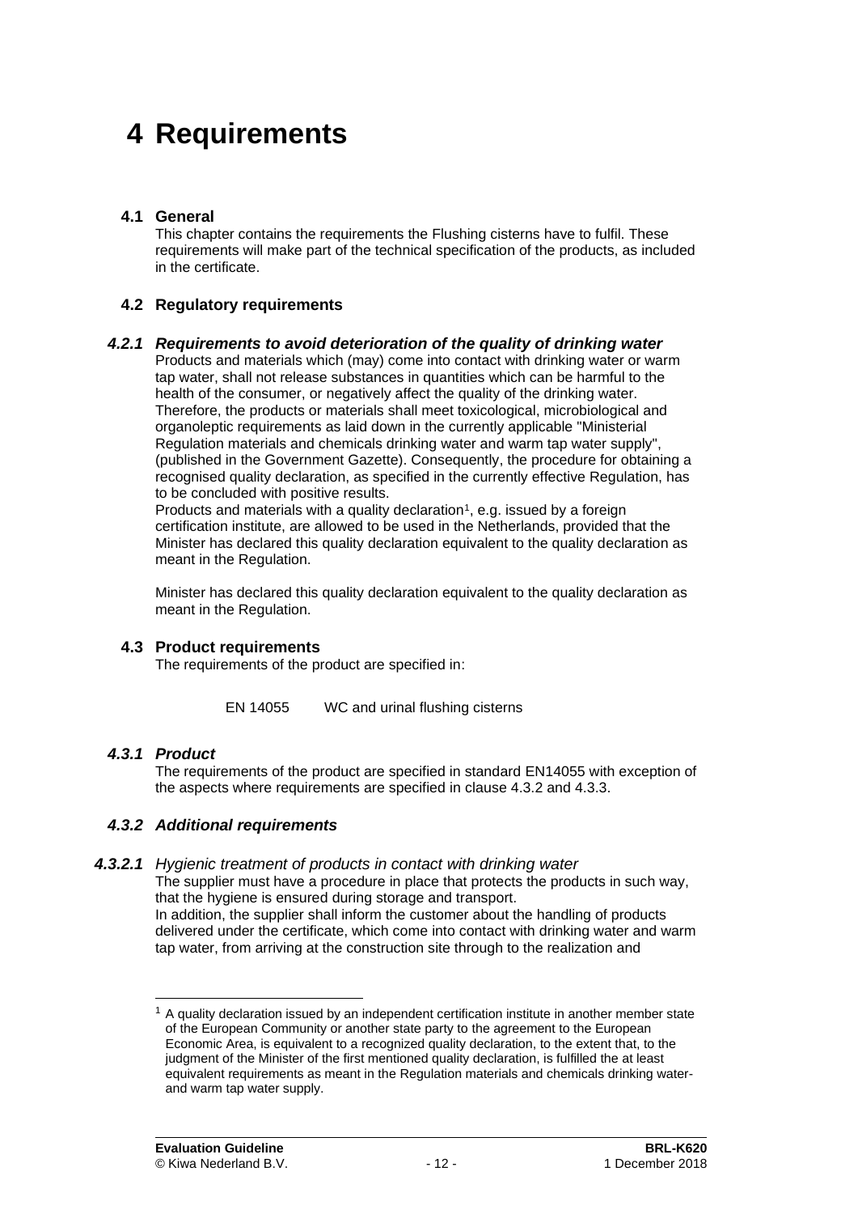# 4 Requirements

## 4.1 General

This chapter contains the requirements the Flushing cisterns have to fulfil. These requirements will make part of the technical specification of the products, as included in the certificate.

## 4.2 Regulatory requirements

### *4.2.1 Requirements to avoid deterioration of the quality of drinking water*

Products and materials which (may) come into contact with drinking water or warm tap water, shall not release substances in quantities which can be harmful to the health of the consumer, or negatively affect the quality of the drinking water. Therefore, the products or materials shall meet toxicological, microbiological and organoleptic requirements as laid down in the currently applicable "Ministerial Regulation materials and chemicals drinking water and warm tap water supply", (published in the Government Gazette). Consequently, the procedure for obtaining a recognised quality declaration, as specified in the currently effective Regulation, has to be concluded with positive results.
Products and materials with a quality declaration[1], e.g. issued by a foreign certification institute, are allowed to be used in the Netherlands, provided that the Minister has declared this quality declaration equivalent to the quality declaration as meant in the Regulation.

Minister has declared this quality declaration equivalent to the quality declaration as meant in the Regulation.

## 4.3 Product requirements

The requirements of the product are specified in:

| EN 14055 | WC and urinal flushing cisterns |
|---|---|

### *4.3.1 Product*

The requirements of the product are specified in standard EN14055 with exception of the aspects where requirements are specified in clause 4.3.2 and 4.3.3.

### *4.3.2 Additional requirements*

#### **4.3.2.1** *Hygienic treatment of products in contact with drinking water*

The supplier must have a procedure in place that protects the products in such way, that the hygiene is ensured during storage and transport.
In addition, the supplier shall inform the customer about the handling of products delivered under the certificate, which come into contact with drinking water and warm tap water, from arriving at the construction site through to the realization and

---

[1] A quality declaration issued by an independent certification institute in another member state of the European Community or another state party to the agreement to the European Economic Area, is equivalent to a recognized quality declaration, to the extent that, to the judgment of the Minister of the first mentioned quality declaration, is fulfilled the at least equivalent requirements as meant in the Regulation materials and chemicals drinking water- and warm tap water supply.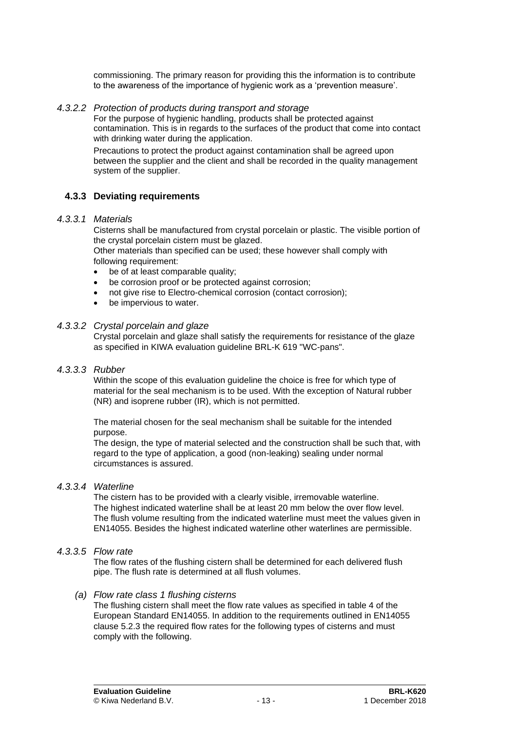commissioning. The primary reason for providing this the information is to contribute to the awareness of the importance of hygienic work as a 'prevention measure'.

*4.3.2.2 Protection of products during transport and storage*

For the purpose of hygienic handling, products shall be protected against contamination. This is in regards to the surfaces of the product that come into contact with drinking water during the application.

Precautions to protect the product against contamination shall be agreed upon between the supplier and the client and shall be recorded in the quality management system of the supplier.

### 4.3.3 Deviating requirements

*4.3.3.1 Materials*

Cisterns shall be manufactured from crystal porcelain or plastic. The visible portion of the crystal porcelain cistern must be glazed.
Other materials than specified can be used; these however shall comply with following requirement:

- be of at least comparable quality;
- be corrosion proof or be protected against corrosion;
- not give rise to Electro-chemical corrosion (contact corrosion);
- be impervious to water.

*4.3.3.2 Crystal porcelain and glaze*

Crystal porcelain and glaze shall satisfy the requirements for resistance of the glaze as specified in KIWA evaluation guideline BRL-K 619 "WC-pans".

*4.3.3.3 Rubber*

Within the scope of this evaluation guideline the choice is free for which type of material for the seal mechanism is to be used. With the exception of Natural rubber (NR) and isoprene rubber (IR), which is not permitted.

The material chosen for the seal mechanism shall be suitable for the intended purpose.
The design, the type of material selected and the construction shall be such that, with regard to the type of application, a good (non-leaking) sealing under normal circumstances is assured.

*4.3.3.4 Waterline*

The cistern has to be provided with a clearly visible, irremovable waterline.
The highest indicated waterline shall be at least 20 mm below the over flow level.
The flush volume resulting from the indicated waterline must meet the values given in EN14055. Besides the highest indicated waterline other waterlines are permissible.

*4.3.3.5 Flow rate*

The flow rates of the flushing cistern shall be determined for each delivered flush pipe. The flush rate is determined at all flush volumes.

*(a) Flow rate class 1 flushing cisterns*

The flushing cistern shall meet the flow rate values as specified in table 4 of the European Standard EN14055. In addition to the requirements outlined in EN14055 clause 5.2.3 the required flow rates for the following types of cisterns and must comply with the following.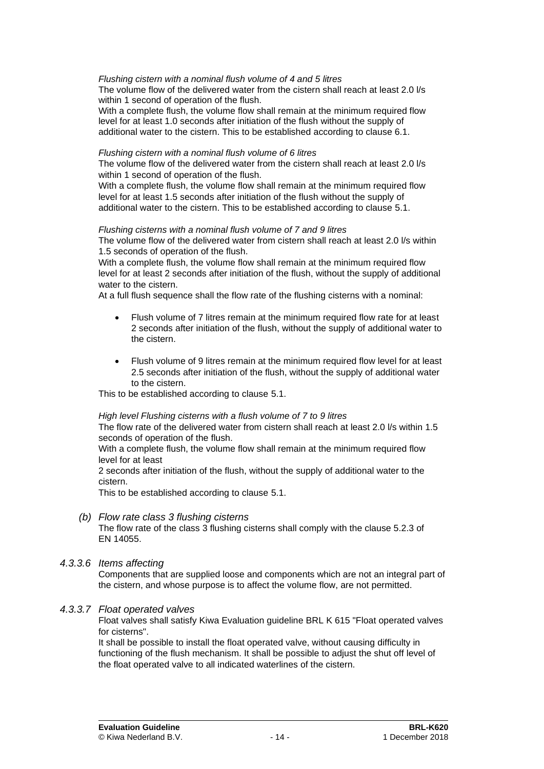*Flushing cistern with a nominal flush volume of 4 and 5 litres*
The volume flow of the delivered water from the cistern shall reach at least 2.0 l/s within 1 second of operation of the flush.
With a complete flush, the volume flow shall remain at the minimum required flow level for at least 1.0 seconds after initiation of the flush without the supply of additional water to the cistern. This to be established according to clause 6.1.

*Flushing cistern with a nominal flush volume of 6 litres*
The volume flow of the delivered water from the cistern shall reach at least 2.0 l/s within 1 second of operation of the flush.
With a complete flush, the volume flow shall remain at the minimum required flow level for at least 1.5 seconds after initiation of the flush without the supply of additional water to the cistern. This to be established according to clause 5.1.

*Flushing cisterns with a nominal flush volume of 7 and 9 litres*
The volume flow of the delivered water from cistern shall reach at least 2.0 l/s within 1.5 seconds of operation of the flush.
With a complete flush, the volume flow shall remain at the minimum required flow level for at least 2 seconds after initiation of the flush, without the supply of additional water to the cistern.
At a full flush sequence shall the flow rate of the flushing cisterns with a nominal:

- Flush volume of 7 litres remain at the minimum required flow rate for at least 2 seconds after initiation of the flush, without the supply of additional water to the cistern.
- Flush volume of 9 litres remain at the minimum required flow level for at least 2.5 seconds after initiation of the flush, without the supply of additional water to the cistern.

This to be established according to clause 5.1.

*High level Flushing cisterns with a flush volume of 7 to 9 litres*
The flow rate of the delivered water from cistern shall reach at least 2.0 l/s within 1.5 seconds of operation of the flush.
With a complete flush, the volume flow shall remain at the minimum required flow level for at least
2 seconds after initiation of the flush, without the supply of additional water to the cistern.
This to be established according to clause 5.1.

*(b) Flow rate class 3 flushing cisterns*
The flow rate of the class 3 flushing cisterns shall comply with the clause 5.2.3 of EN 14055.

#### *4.3.3.6 Items affecting*

Components that are supplied loose and components which are not an integral part of the cistern, and whose purpose is to affect the volume flow, are not permitted.

#### *4.3.3.7 Float operated valves*

Float valves shall satisfy Kiwa Evaluation guideline BRL K 615 "Float operated valves for cisterns".
It shall be possible to install the float operated valve, without causing difficulty in functioning of the flush mechanism. It shall be possible to adjust the shut off level of the float operated valve to all indicated waterlines of the cistern.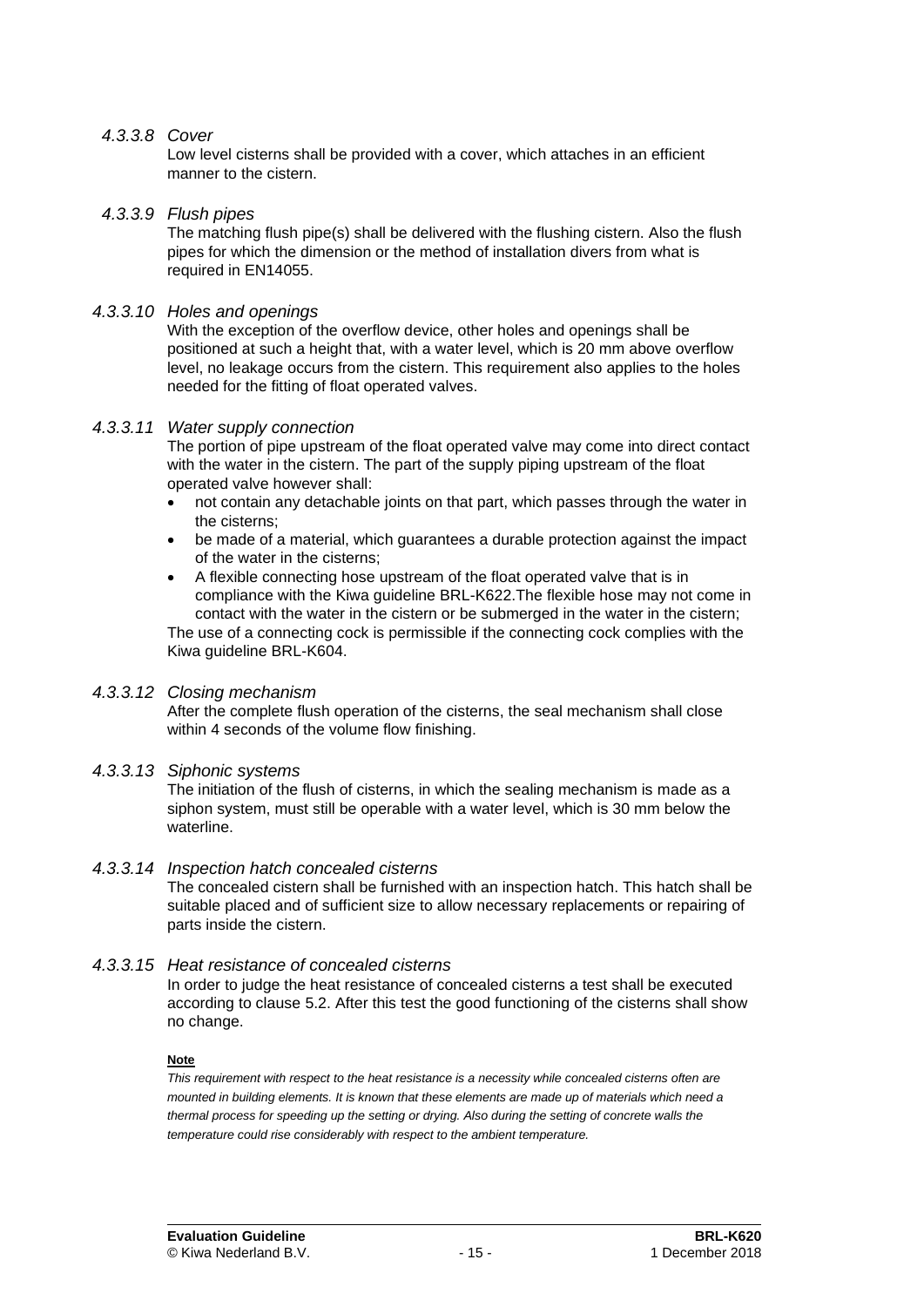#### *4.3.3.8 Cover*

Low level cisterns shall be provided with a cover, which attaches in an efficient manner to the cistern.

#### *4.3.3.9 Flush pipes*

The matching flush pipe(s) shall be delivered with the flushing cistern. Also the flush pipes for which the dimension or the method of installation divers from what is required in EN14055.

#### *4.3.3.10 Holes and openings*

With the exception of the overflow device, other holes and openings shall be positioned at such a height that, with a water level, which is 20 mm above overflow level, no leakage occurs from the cistern. This requirement also applies to the holes needed for the fitting of float operated valves.

#### *4.3.3.11 Water supply connection*

The portion of pipe upstream of the float operated valve may come into direct contact with the water in the cistern. The part of the supply piping upstream of the float operated valve however shall:

- not contain any detachable joints on that part, which passes through the water in the cisterns;
- be made of a material, which guarantees a durable protection against the impact of the water in the cisterns;
- A flexible connecting hose upstream of the float operated valve that is in compliance with the Kiwa guideline BRL-K622.The flexible hose may not come in contact with the water in the cistern or be submerged in the water in the cistern;

The use of a connecting cock is permissible if the connecting cock complies with the Kiwa guideline BRL-K604.

#### *4.3.3.12 Closing mechanism*

After the complete flush operation of the cisterns, the seal mechanism shall close within 4 seconds of the volume flow finishing.

#### *4.3.3.13 Siphonic systems*

The initiation of the flush of cisterns, in which the sealing mechanism is made as a siphon system, must still be operable with a water level, which is 30 mm below the waterline.

#### *4.3.3.14 Inspection hatch concealed cisterns*

The concealed cistern shall be furnished with an inspection hatch. This hatch shall be suitable placed and of sufficient size to allow necessary replacements or repairing of parts inside the cistern.

#### *4.3.3.15 Heat resistance of concealed cisterns*

In order to judge the heat resistance of concealed cisterns a test shall be executed according to clause 5.2. After this test the good functioning of the cisterns shall show no change.

**Note**

*This requirement with respect to the heat resistance is a necessity while concealed cisterns often are mounted in building elements. It is known that these elements are made up of materials which need a thermal process for speeding up the setting or drying. Also during the setting of concrete walls the temperature could rise considerably with respect to the ambient temperature.*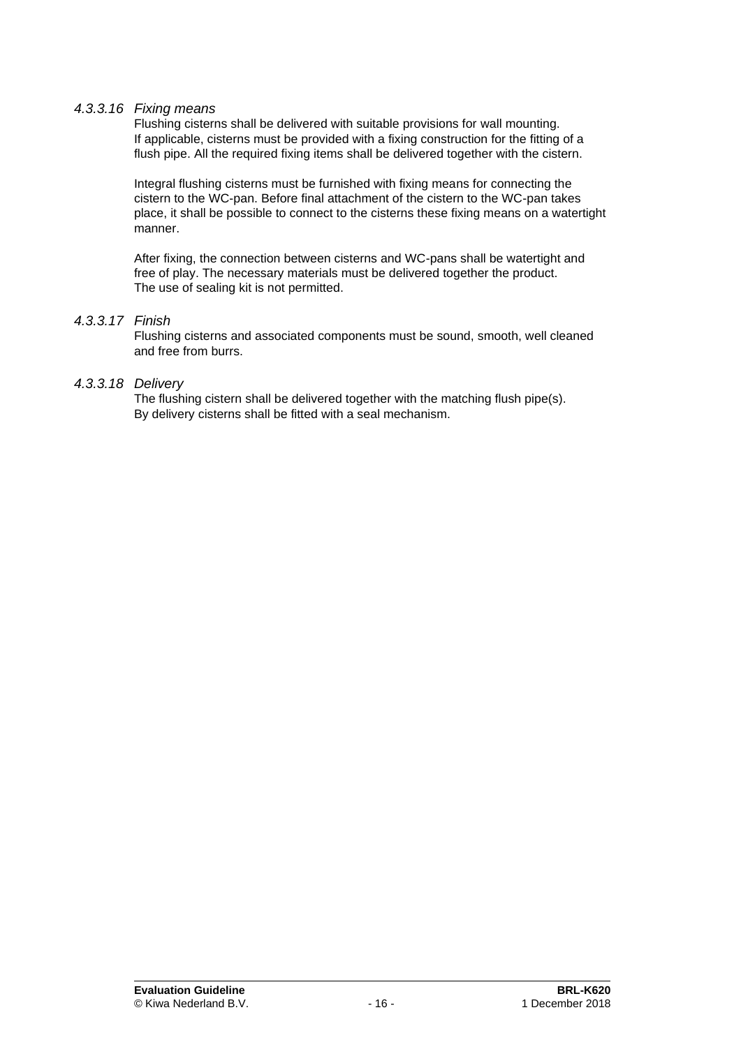#### *4.3.3.16 Fixing means*

Flushing cisterns shall be delivered with suitable provisions for wall mounting.
If applicable, cisterns must be provided with a fixing construction for the fitting of a flush pipe. All the required fixing items shall be delivered together with the cistern.

Integral flushing cisterns must be furnished with fixing means for connecting the cistern to the WC-pan. Before final attachment of the cistern to the WC-pan takes place, it shall be possible to connect to the cisterns these fixing means on a watertight manner.

After fixing, the connection between cisterns and WC-pans shall be watertight and free of play. The necessary materials must be delivered together the product.
The use of sealing kit is not permitted.

#### *4.3.3.17 Finish*

Flushing cisterns and associated components must be sound, smooth, well cleaned and free from burrs.

#### *4.3.3.18 Delivery*

The flushing cistern shall be delivered together with the matching flush pipe(s).
By delivery cisterns shall be fitted with a seal mechanism.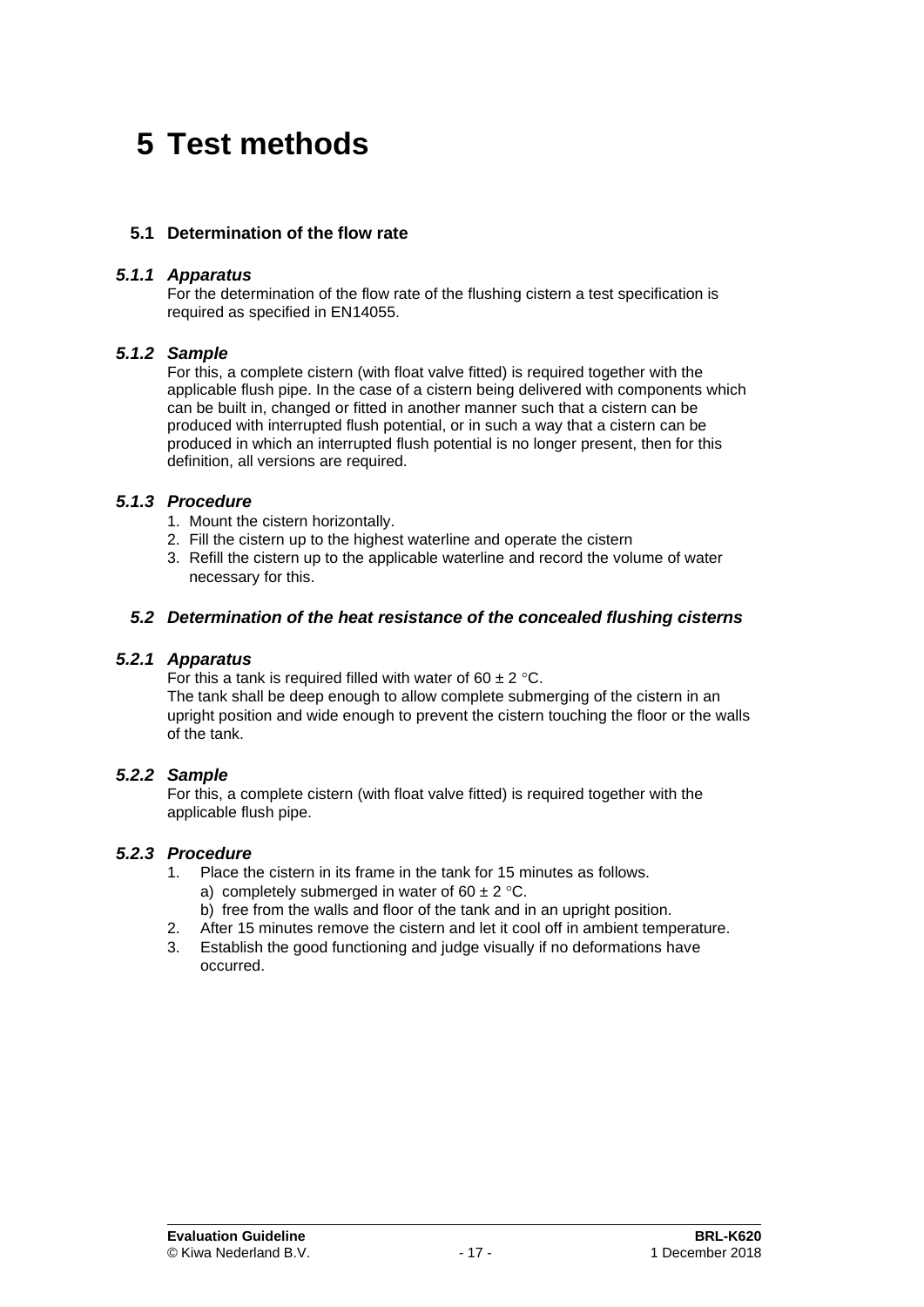# 5 Test methods

## 5.1 Determination of the flow rate

### *5.1.1 Apparatus*

For the determination of the flow rate of the flushing cistern a test specification is required as specified in EN14055.

### *5.1.2 Sample*

For this, a complete cistern (with float valve fitted) is required together with the applicable flush pipe. In the case of a cistern being delivered with components which can be built in, changed or fitted in another manner such that a cistern can be produced with interrupted flush potential, or in such a way that a cistern can be produced in which an interrupted flush potential is no longer present, then for this definition, all versions are required.

### *5.1.3 Procedure*

1. Mount the cistern horizontally.
2. Fill the cistern up to the highest waterline and operate the cistern
3. Refill the cistern up to the applicable waterline and record the volume of water necessary for this.

## *5.2 Determination of the heat resistance of the concealed flushing cisterns*

### *5.2.1 Apparatus*

For this a tank is required filled with water of 60 ± 2 °C.
The tank shall be deep enough to allow complete submerging of the cistern in an upright position and wide enough to prevent the cistern touching the floor or the walls of the tank.

### *5.2.2 Sample*

For this, a complete cistern (with float valve fitted) is required together with the applicable flush pipe.

### *5.2.3 Procedure*

1. Place the cistern in its frame in the tank for 15 minutes as follows.
   a) completely submerged in water of 60 ± 2 °C.
   b) free from the walls and floor of the tank and in an upright position.
2. After 15 minutes remove the cistern and let it cool off in ambient temperature.
3. Establish the good functioning and judge visually if no deformations have occurred.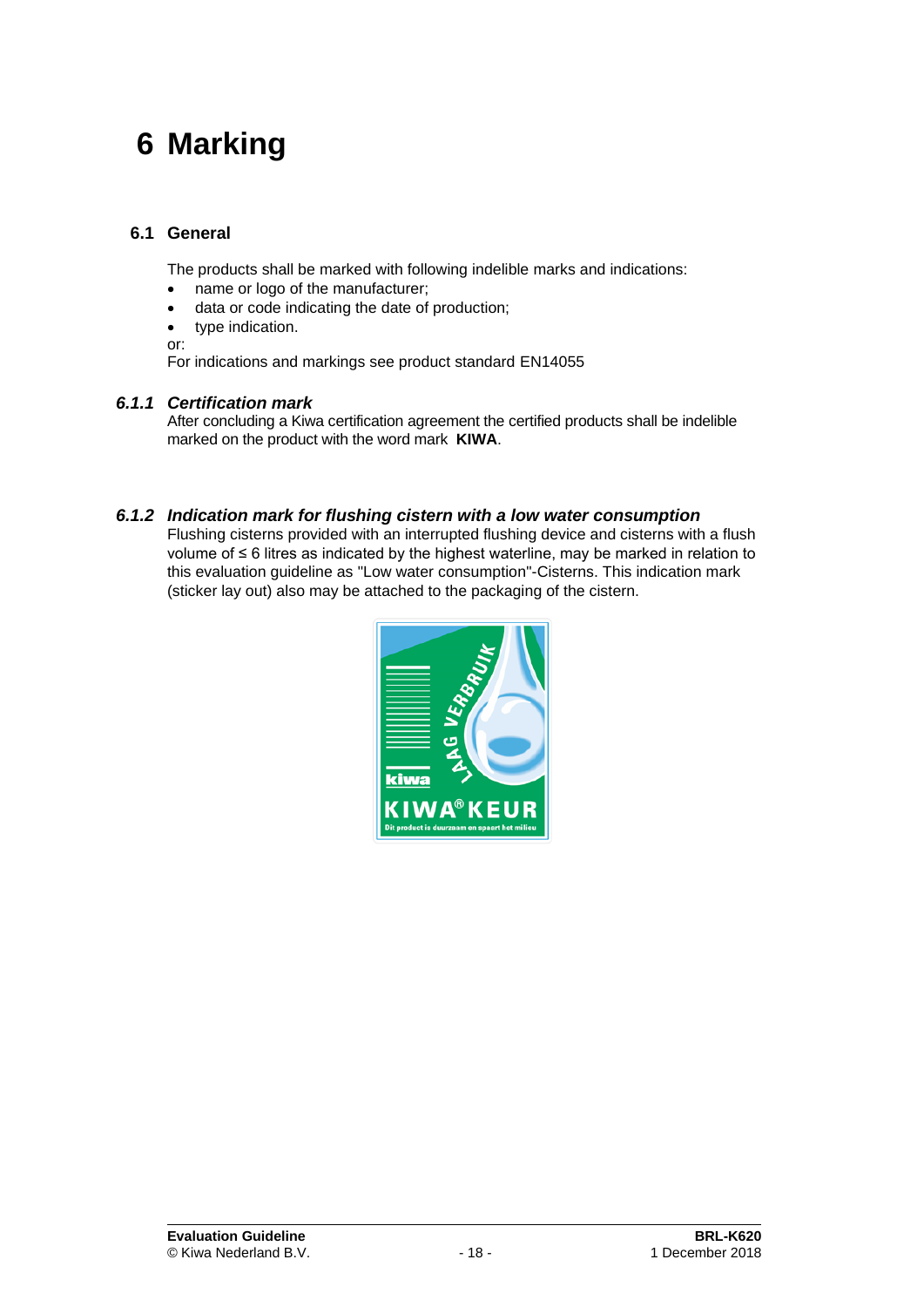# 6 Marking

## 6.1 General

The products shall be marked with following indelible marks and indications:

- name or logo of the manufacturer;
- data or code indicating the date of production;
- type indication.

or:
For indications and markings see product standard EN14055

### *6.1.1 Certification mark*

After concluding a Kiwa certification agreement the certified products shall be indelible marked on the product with the word mark **KIWA**.

### *6.1.2 Indication mark for flushing cistern with a low water consumption*

Flushing cisterns provided with an interrupted flushing device and cisterns with a flush volume of ≤ 6 litres as indicated by the highest waterline, may be marked in relation to this evaluation guideline as "Low water consumption"-Cisterns. This indication mark (sticker lay out) also may be attached to the packaging of the cistern.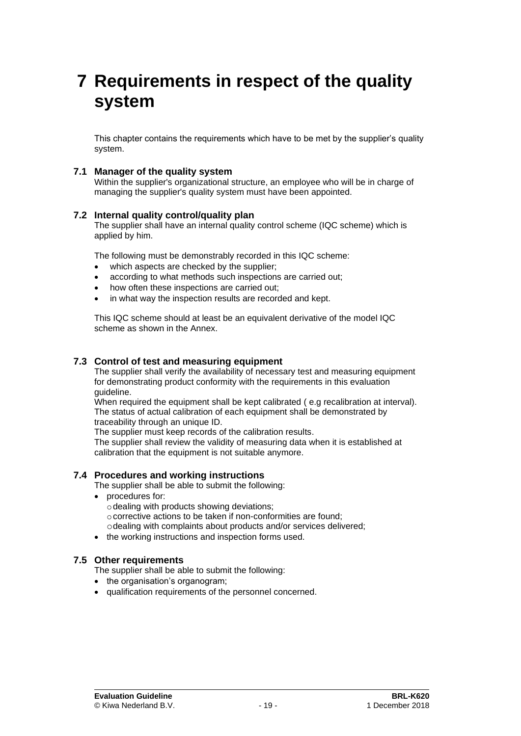# 7 Requirements in respect of the quality system

This chapter contains the requirements which have to be met by the supplier's quality system.

## 7.1 Manager of the quality system

Within the supplier's organizational structure, an employee who will be in charge of managing the supplier's quality system must have been appointed.

## 7.2 Internal quality control/quality plan

The supplier shall have an internal quality control scheme (IQC scheme) which is applied by him.

The following must be demonstrably recorded in this IQC scheme:

- which aspects are checked by the supplier;
- according to what methods such inspections are carried out;
- how often these inspections are carried out;
- in what way the inspection results are recorded and kept.

This IQC scheme should at least be an equivalent derivative of the model IQC scheme as shown in the Annex.

## 7.3 Control of test and measuring equipment

The supplier shall verify the availability of necessary test and measuring equipment for demonstrating product conformity with the requirements in this evaluation guideline.

When required the equipment shall be kept calibrated ( e.g recalibration at interval).

The status of actual calibration of each equipment shall be demonstrated by traceability through an unique ID.

The supplier must keep records of the calibration results.

The supplier shall review the validity of measuring data when it is established at calibration that the equipment is not suitable anymore.

## 7.4 Procedures and working instructions

The supplier shall be able to submit the following:

- procedures for:
  - dealing with products showing deviations;
  - corrective actions to be taken if non-conformities are found;
  - dealing with complaints about products and/or services delivered;
- the working instructions and inspection forms used.

## 7.5 Other requirements

The supplier shall be able to submit the following:

- the organisation's organogram;
- qualification requirements of the personnel concerned.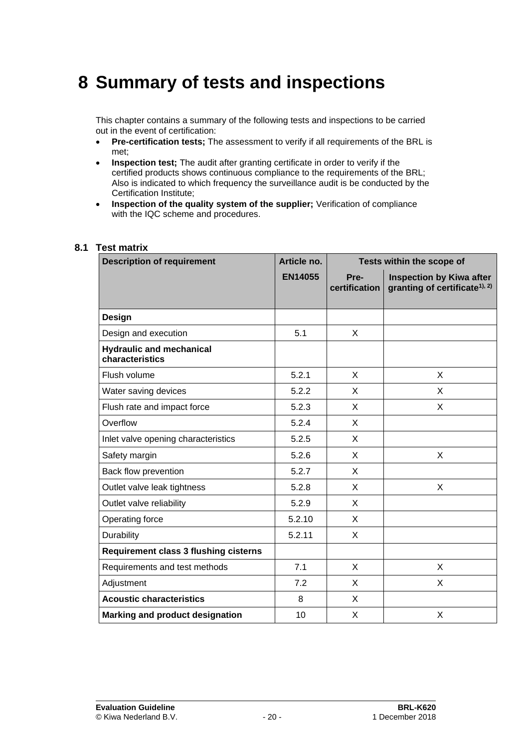# 8 Summary of tests and inspections

This chapter contains a summary of the following tests and inspections to be carried out in the event of certification:

- **Pre-certification tests;** The assessment to verify if all requirements of the BRL is met;
- **Inspection test;** The audit after granting certificate in order to verify if the certified products shows continuous compliance to the requirements of the BRL; Also is indicated to which frequency the surveillance audit is be conducted by the Certification Institute;
- **Inspection of the quality system of the supplier;** Verification of compliance with the IQC scheme and procedures.

## 8.1 Test matrix

| Description of requirement | Article no. | Tests within the scope of | |
|---|---|---|---|
| | EN14055 | Pre-certification | Inspection by Kiwa after granting of certificate[1), 2)] |
| **Design** | | | |
| Design and execution | 5.1 | X | |
| **Hydraulic and mechanical characteristics** | | | |
| Flush volume | 5.2.1 | X | X |
| Water saving devices | 5.2.2 | X | X |
| Flush rate and impact force | 5.2.3 | X | X |
| Overflow | 5.2.4 | X | |
| Inlet valve opening characteristics | 5.2.5 | X | |
| Safety margin | 5.2.6 | X | X |
| Back flow prevention | 5.2.7 | X | |
| Outlet valve leak tightness | 5.2.8 | X | X |
| Outlet valve reliability | 5.2.9 | X | |
| Operating force | 5.2.10 | X | |
| Durability | 5.2.11 | X | |
| **Requirement class 3 flushing cisterns** | | | |
| Requirements and test methods | 7.1 | X | X |
| Adjustment | 7.2 | X | X |
| **Acoustic characteristics** | 8 | X | |
| **Marking and product designation** | 10 | X | X |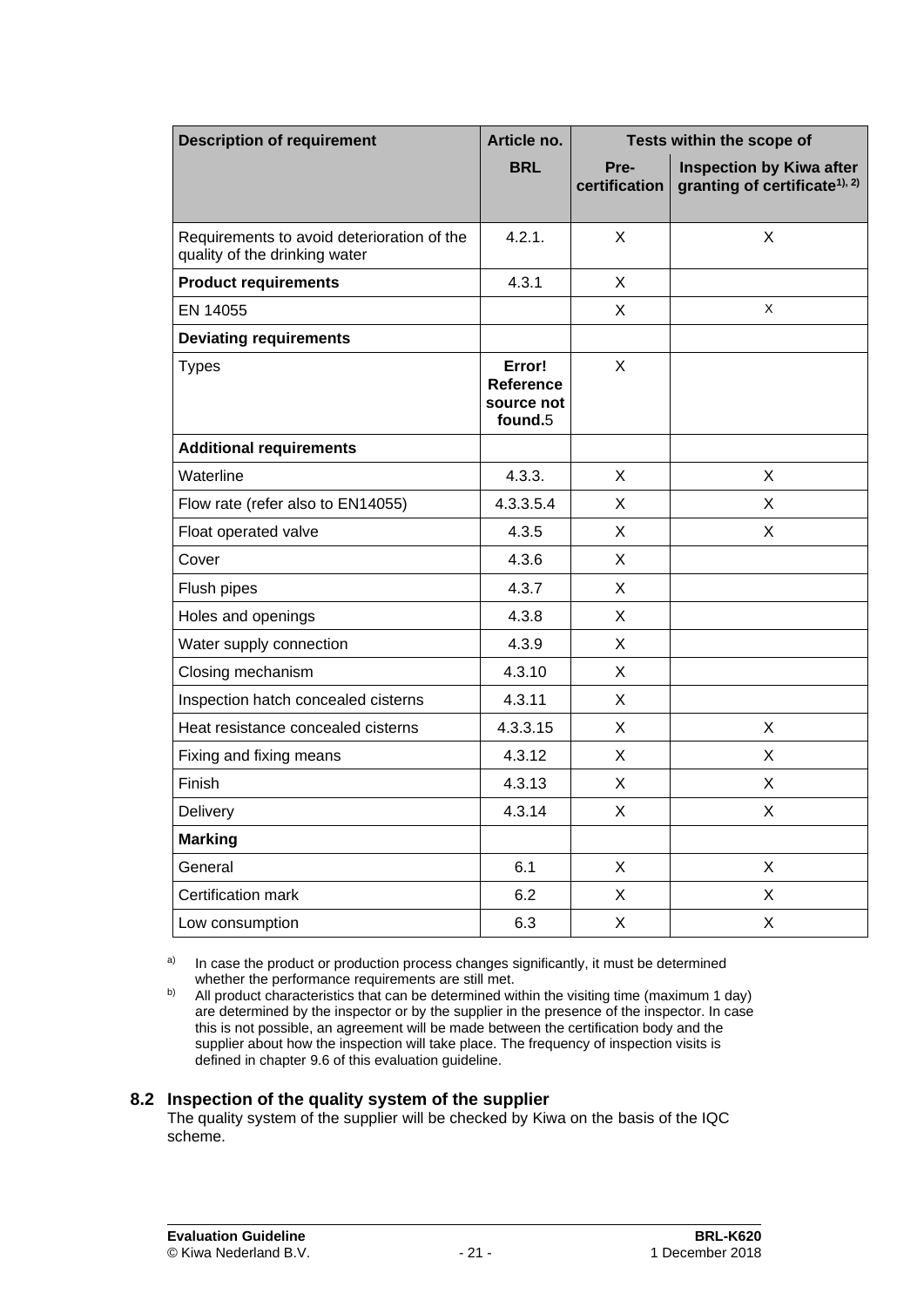| Description of requirement | Article no. | Tests within the scope of | |
|---|---|---|---|
| | BRL | Pre-certification | Inspection by Kiwa after granting of certificate[1), 2)] |
| Requirements to avoid deterioration of the quality of the drinking water | 4.2.1. | X | X |
| **Product requirements** | 4.3.1 | X | |
| EN 14055 | | X | X |
| **Deviating requirements** | | | |
| Types | **Error! Reference source not found.**5 | X | |
| **Additional requirements** | | | |
| Waterline | 4.3.3. | X | X |
| Flow rate (refer also to EN14055) | 4.3.3.5.4 | X | X |
| Float operated valve | 4.3.5 | X | X |
| Cover | 4.3.6 | X | |
| Flush pipes | 4.3.7 | X | |
| Holes and openings | 4.3.8 | X | |
| Water supply connection | 4.3.9 | X | |
| Closing mechanism | 4.3.10 | X | |
| Inspection hatch concealed cisterns | 4.3.11 | X | |
| Heat resistance concealed cisterns | 4.3.3.15 | X | X |
| Fixing and fixing means | 4.3.12 | X | X |
| Finish | 4.3.13 | X | X |
| Delivery | 4.3.14 | X | X |
| **Marking** | | | |
| General | 6.1 | X | X |
| Certification mark | 6.2 | X | X |
| Low consumption | 6.3 | X | X |

[a] In case the product or production process changes significantly, it must be determined whether the performance requirements are still met.

[b] All product characteristics that can be determined within the visiting time (maximum 1 day) are determined by the inspector or by the supplier in the presence of the inspector. In case this is not possible, an agreement will be made between the certification body and the supplier about how the inspection will take place. The frequency of inspection visits is defined in chapter 9.6 of this evaluation guideline.

## 8.2 Inspection of the quality system of the supplier

The quality system of the supplier will be checked by Kiwa on the basis of the IQC scheme.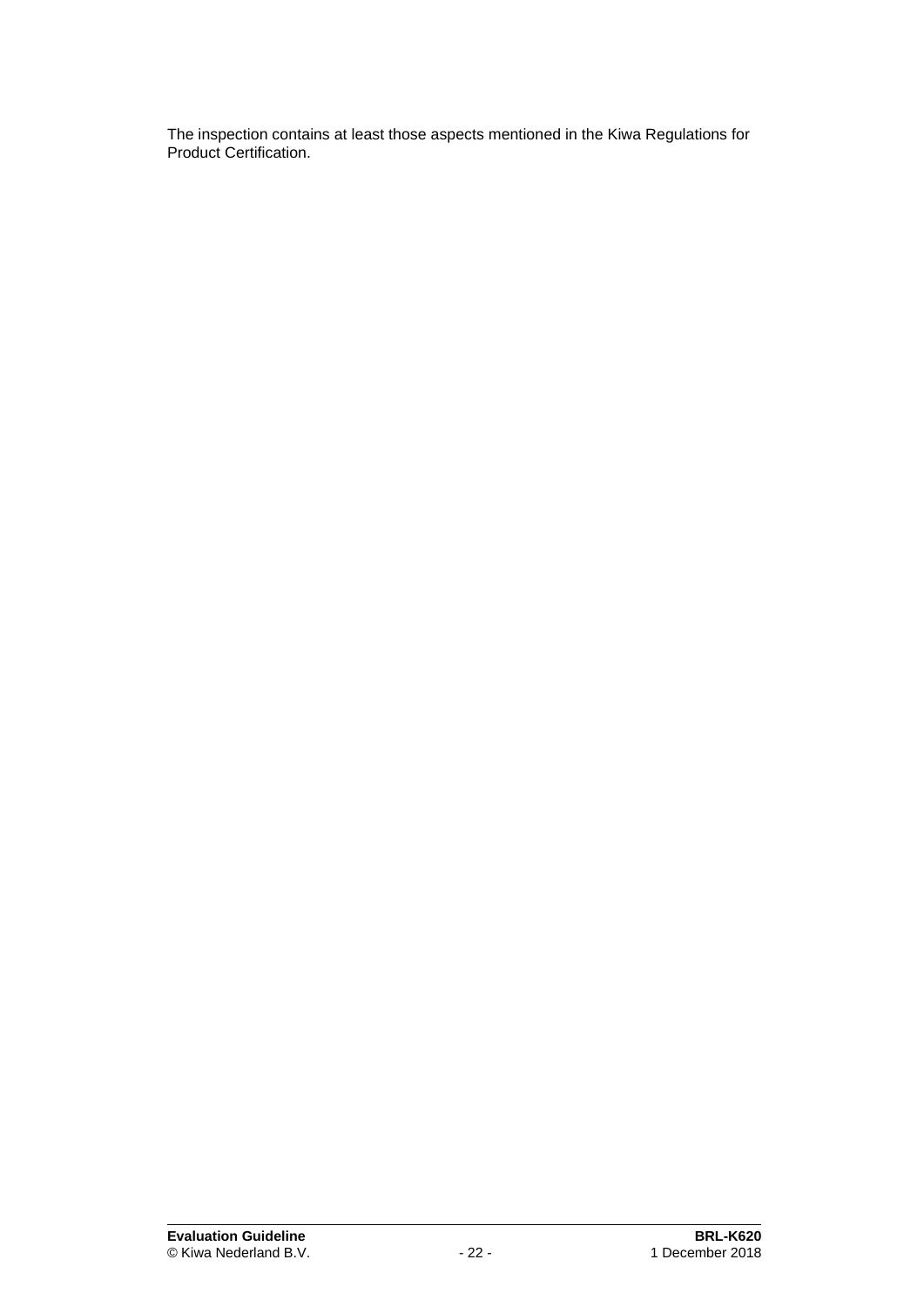The inspection contains at least those aspects mentioned in the Kiwa Regulations for Product Certification.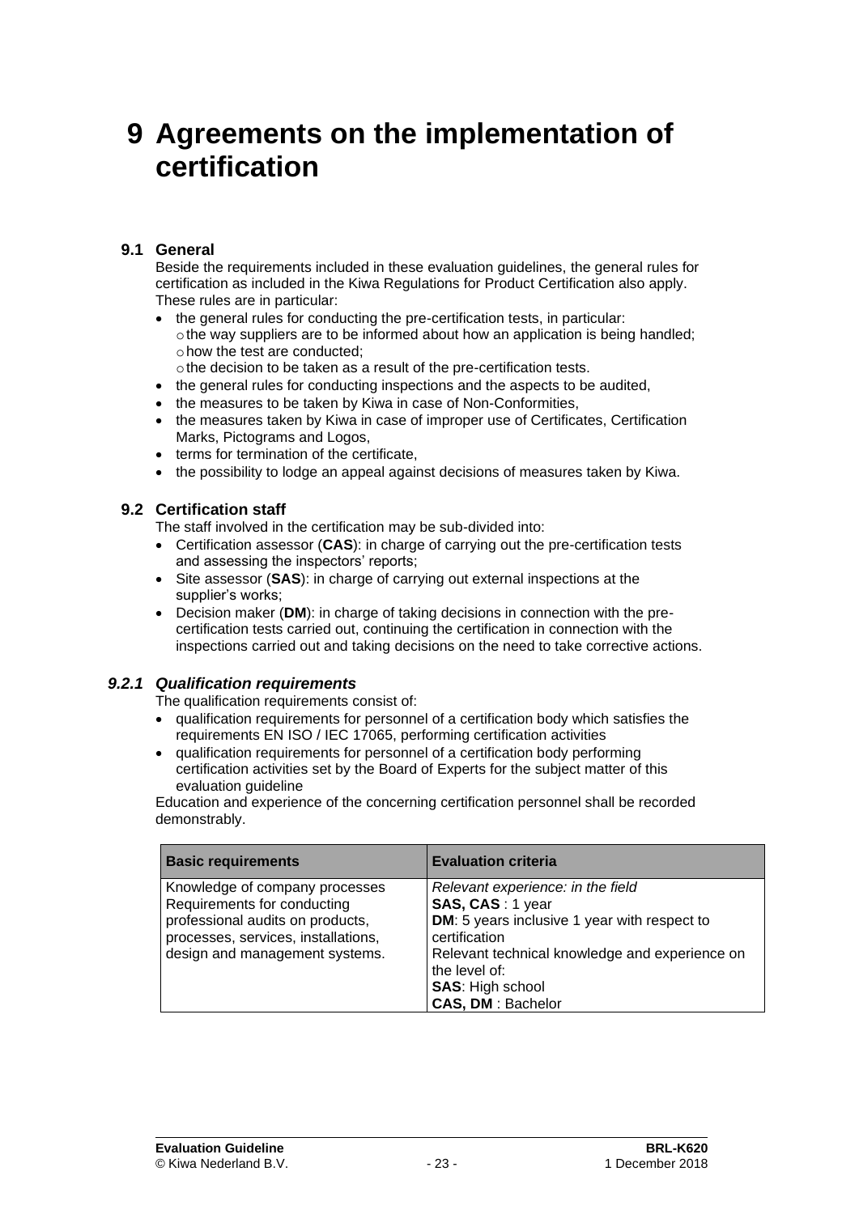# 9 Agreements on the implementation of certification

## 9.1 General

Beside the requirements included in these evaluation guidelines, the general rules for certification as included in the Kiwa Regulations for Product Certification also apply. These rules are in particular:

- the general rules for conducting the pre-certification tests, in particular:
  - the way suppliers are to be informed about how an application is being handled;
  - how the test are conducted;
  - the decision to be taken as a result of the pre-certification tests.
- the general rules for conducting inspections and the aspects to be audited,
- the measures to be taken by Kiwa in case of Non-Conformities,
- the measures taken by Kiwa in case of improper use of Certificates, Certification Marks, Pictograms and Logos,
- terms for termination of the certificate,
- the possibility to lodge an appeal against decisions of measures taken by Kiwa.

## 9.2 Certification staff

The staff involved in the certification may be sub-divided into:

- Certification assessor (**CAS**): in charge of carrying out the pre-certification tests and assessing the inspectors' reports;
- Site assessor (**SAS**): in charge of carrying out external inspections at the supplier's works;
- Decision maker (**DM**): in charge of taking decisions in connection with the pre-certification tests carried out, continuing the certification in connection with the inspections carried out and taking decisions on the need to take corrective actions.

### *9.2.1 Qualification requirements*

The qualification requirements consist of:

- qualification requirements for personnel of a certification body which satisfies the requirements EN ISO / IEC 17065, performing certification activities
- qualification requirements for personnel of a certification body performing certification activities set by the Board of Experts for the subject matter of this evaluation guideline

Education and experience of the concerning certification personnel shall be recorded demonstrably.

| Basic requirements | Evaluation criteria |
|---|---|
| Knowledge of company processes<br>Requirements for conducting professional audits on products, processes, services, installations, design and management systems. | *Relevant experience: in the field*<br>**SAS, CAS** : 1 year<br>**DM**: 5 years inclusive 1 year with respect to certification<br>Relevant technical knowledge and experience on the level of:<br>**SAS**: High school<br>**CAS, DM** : Bachelor |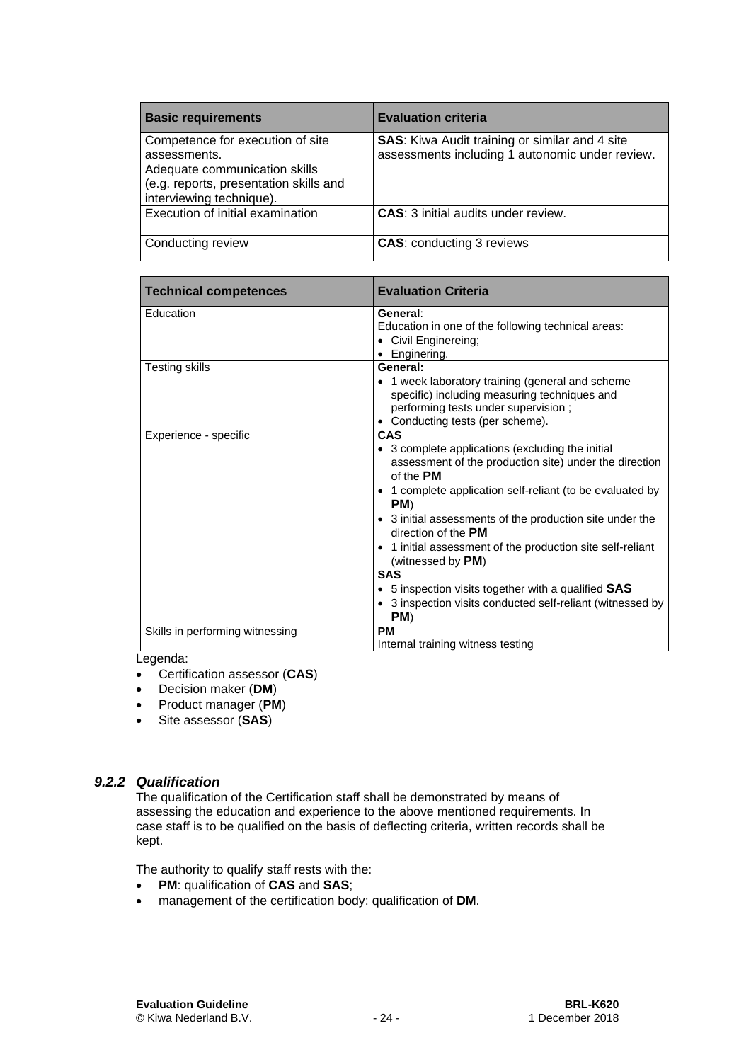| Basic requirements | Evaluation criteria |
|---|---|
| Competence for execution of site assessments.<br>Adequate communication skills (e.g. reports, presentation skills and interviewing technique). | **SAS**: Kiwa Audit training or similar and 4 site assessments including 1 autonomic under review. |
| Execution of initial examination | **CAS**: 3 initial audits under review. |
| Conducting review | **CAS**: conducting 3 reviews |

| Technical competences | Evaluation Criteria |
|---|---|
| Education | **General**:<br>Education in one of the following technical areas:<br>• Civil Enginereing;<br>• Enginering. |
| Testing skills | **General:**<br>• 1 week laboratory training (general and scheme specific) including measuring techniques and performing tests under supervision ;<br>• Conducting tests (per scheme). |
| Experience - specific | **CAS**<br>• 3 complete applications (excluding the initial assessment of the production site) under the direction of the **PM**<br>• 1 complete application self-reliant (to be evaluated by **PM**)<br>• 3 initial assessments of the production site under the direction of the **PM**<br>• 1 initial assessment of the production site self-reliant (witnessed by **PM**)<br>**SAS**<br>• 5 inspection visits together with a qualified **SAS**<br>• 3 inspection visits conducted self-reliant (witnessed by **PM**) |
| Skills in performing witnessing | **PM**<br>Internal training witness testing |

Legenda:

- Certification assessor (**CAS**)
- Decision maker (**DM**)
- Product manager (**PM**)
- Site assessor (**SAS**)

### *9.2.2 Qualification*

The qualification of the Certification staff shall be demonstrated by means of assessing the education and experience to the above mentioned requirements. In case staff is to be qualified on the basis of deflecting criteria, written records shall be kept.

The authority to qualify staff rests with the:

- **PM**: qualification of **CAS** and **SAS**;
- management of the certification body: qualification of **DM**.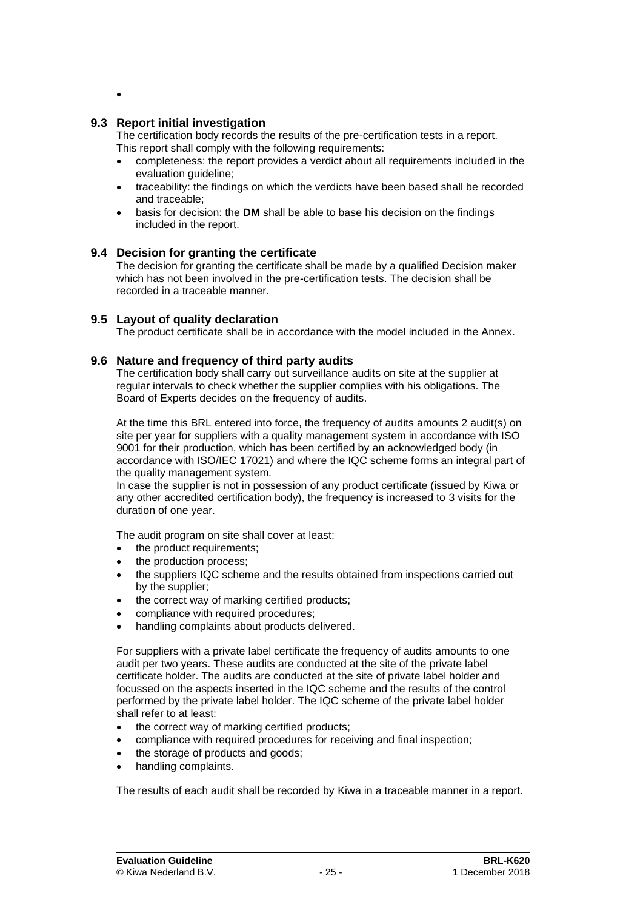- 

## 9.3 Report initial investigation

The certification body records the results of the pre-certification tests in a report. This report shall comply with the following requirements:

- completeness: the report provides a verdict about all requirements included in the evaluation guideline;
- traceability: the findings on which the verdicts have been based shall be recorded and traceable;
- basis for decision: the **DM** shall be able to base his decision on the findings included in the report.

## 9.4 Decision for granting the certificate

The decision for granting the certificate shall be made by a qualified Decision maker which has not been involved in the pre-certification tests. The decision shall be recorded in a traceable manner.

## 9.5 Layout of quality declaration

The product certificate shall be in accordance with the model included in the Annex.

## 9.6 Nature and frequency of third party audits

The certification body shall carry out surveillance audits on site at the supplier at regular intervals to check whether the supplier complies with his obligations. The Board of Experts decides on the frequency of audits.

At the time this BRL entered into force, the frequency of audits amounts 2 audit(s) on site per year for suppliers with a quality management system in accordance with ISO 9001 for their production, which has been certified by an acknowledged body (in accordance with ISO/IEC 17021) and where the IQC scheme forms an integral part of the quality management system.
In case the supplier is not in possession of any product certificate (issued by Kiwa or any other accredited certification body), the frequency is increased to 3 visits for the duration of one year.

The audit program on site shall cover at least:

- the product requirements;
- the production process;
- the suppliers IQC scheme and the results obtained from inspections carried out by the supplier;
- the correct way of marking certified products;
- compliance with required procedures;
- handling complaints about products delivered.

For suppliers with a private label certificate the frequency of audits amounts to one audit per two years. These audits are conducted at the site of the private label certificate holder. The audits are conducted at the site of private label holder and focussed on the aspects inserted in the IQC scheme and the results of the control performed by the private label holder. The IQC scheme of the private label holder shall refer to at least:

- the correct way of marking certified products;
- compliance with required procedures for receiving and final inspection;
- the storage of products and goods;
- handling complaints.

The results of each audit shall be recorded by Kiwa in a traceable manner in a report.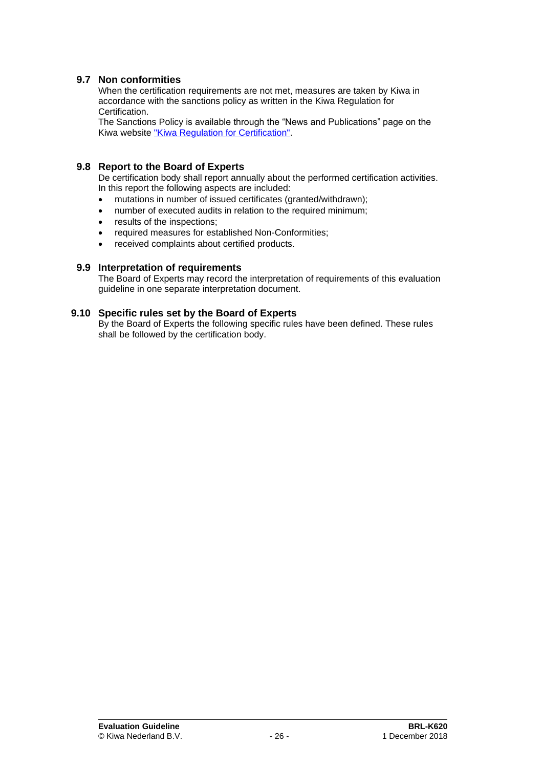## 9.7 Non conformities

When the certification requirements are not met, measures are taken by Kiwa in accordance with the sanctions policy as written in the Kiwa Regulation for Certification.

The Sanctions Policy is available through the "News and Publications" page on the Kiwa website "Kiwa Regulation for Certification".

## 9.8 Report to the Board of Experts

De certification body shall report annually about the performed certification activities. In this report the following aspects are included:

- mutations in number of issued certificates (granted/withdrawn);
- number of executed audits in relation to the required minimum;
- results of the inspections;
- required measures for established Non-Conformities;
- received complaints about certified products.

## 9.9 Interpretation of requirements

The Board of Experts may record the interpretation of requirements of this evaluation guideline in one separate interpretation document.

## 9.10 Specific rules set by the Board of Experts

By the Board of Experts the following specific rules have been defined. These rules shall be followed by the certification body.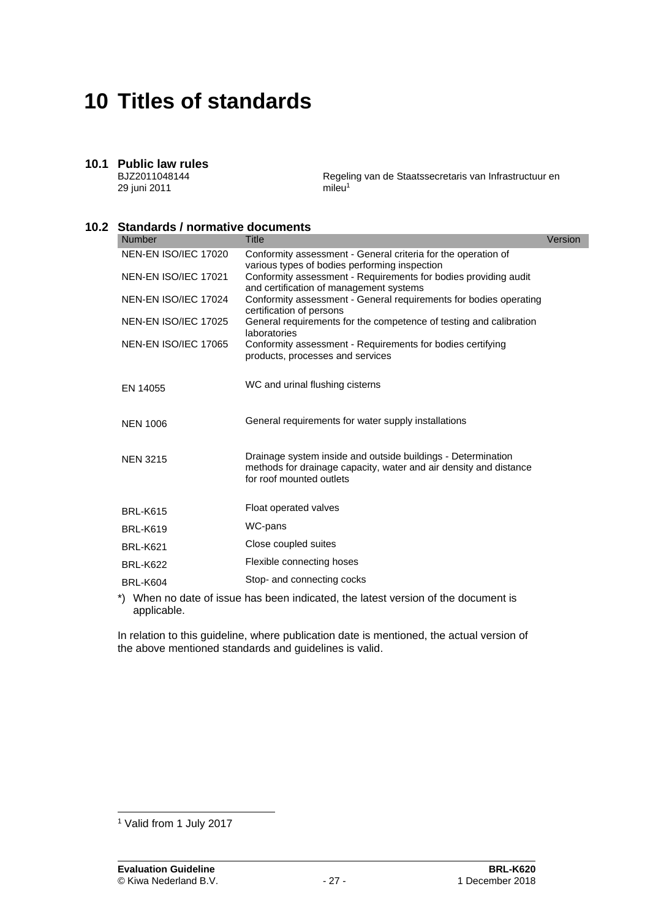# 10 Titles of standards

## 10.1 Public law rules

BJZ2011048144
29 juni 2011

Regeling van de Staatssecretaris van Infrastructuur en mileu[1]

## 10.2 Standards / normative documents

| Number | Title | Version |
|---|---|---|
| NEN-EN ISO/IEC 17020 | Conformity assessment - General criteria for the operation of various types of bodies performing inspection | |
| NEN-EN ISO/IEC 17021 | Conformity assessment - Requirements for bodies providing audit and certification of management systems | |
| NEN-EN ISO/IEC 17024 | Conformity assessment - General requirements for bodies operating certification of persons | |
| NEN-EN ISO/IEC 17025 | General requirements for the competence of testing and calibration laboratories | |
| NEN-EN ISO/IEC 17065 | Conformity assessment - Requirements for bodies certifying products, processes and services | |
| EN 14055 | WC and urinal flushing cisterns | |
| NEN 1006 | General requirements for water supply installations | |
| NEN 3215 | Drainage system inside and outside buildings - Determination methods for drainage capacity, water and air density and distance for roof mounted outlets | |
| BRL-K615 | Float operated valves | |
| BRL-K619 | WC-pans | |
| BRL-K621 | Close coupled suites | |
| BRL-K622 | Flexible connecting hoses | |
| BRL-K604 | Stop- and connecting cocks | |

*) When no date of issue has been indicated, the latest version of the document is applicable.

In relation to this guideline, where publication date is mentioned, the actual version of the above mentioned standards and guidelines is valid.

[1] Valid from 1 July 2017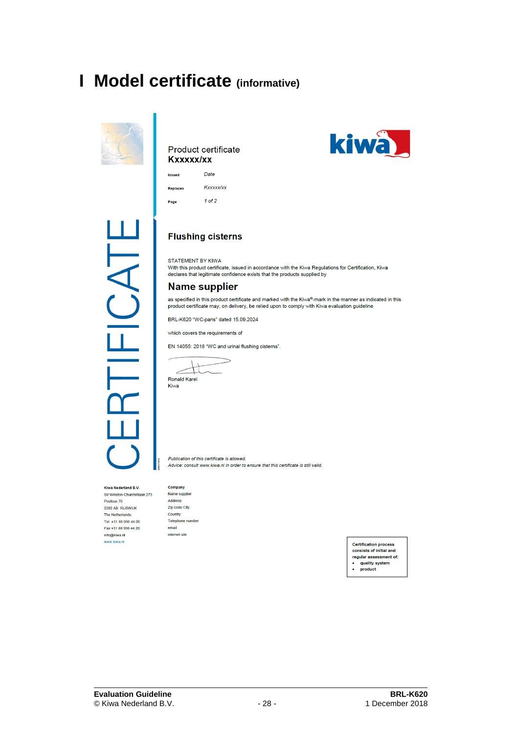# I Model certificate (informative)

CERTIFICATE

Product certificate
**Kxxxxx/xx**

| | |
|---|---|
| Issued | *Date* |
| Replaces | *Kxxxxx/xx* |
| Page | *1 of 2* |

kiwa

## Flushing cisterns

STATEMENT BY KIWA
With this product certificate, issued in accordance with the Kiwa Regulations for Certification, Kiwa declares that legitimate confidence exists that the products supplied by

## Name supplier

as specified in this product certificate and marked with the Kiwa®-mark in the manner as indicated in this product certificate may, on delivery, be relied upon to comply with Kiwa evaluation guideline

BRL-K620 "WC-pans" dated 15.09.2024

which covers the requirements of

EN 14055: 2018 "WC and urinal flushing cisterns".

Ronald Karel
Kiwa

*Publication of this certificate is allowed.*
*Advice: consult www.kiwa.nl in order to ensure that this certificate is still valid.*

**Kiwa Nederland B.V.**
Sir Winston Churchilllaan 273
Postbus 70
2280 AB RIJSWIJK
The Netherlands
Tel. +31 88 998 44 00
Fax +31 88 998 44 20
info@kiwa.nl
www.kiwa.nl

**Company**
Name supplier
Address
Zip code City
Country
Telephone number
email
internet site

**Certification process consists of initial and regular assessment of:**
- **quality system**
- **product**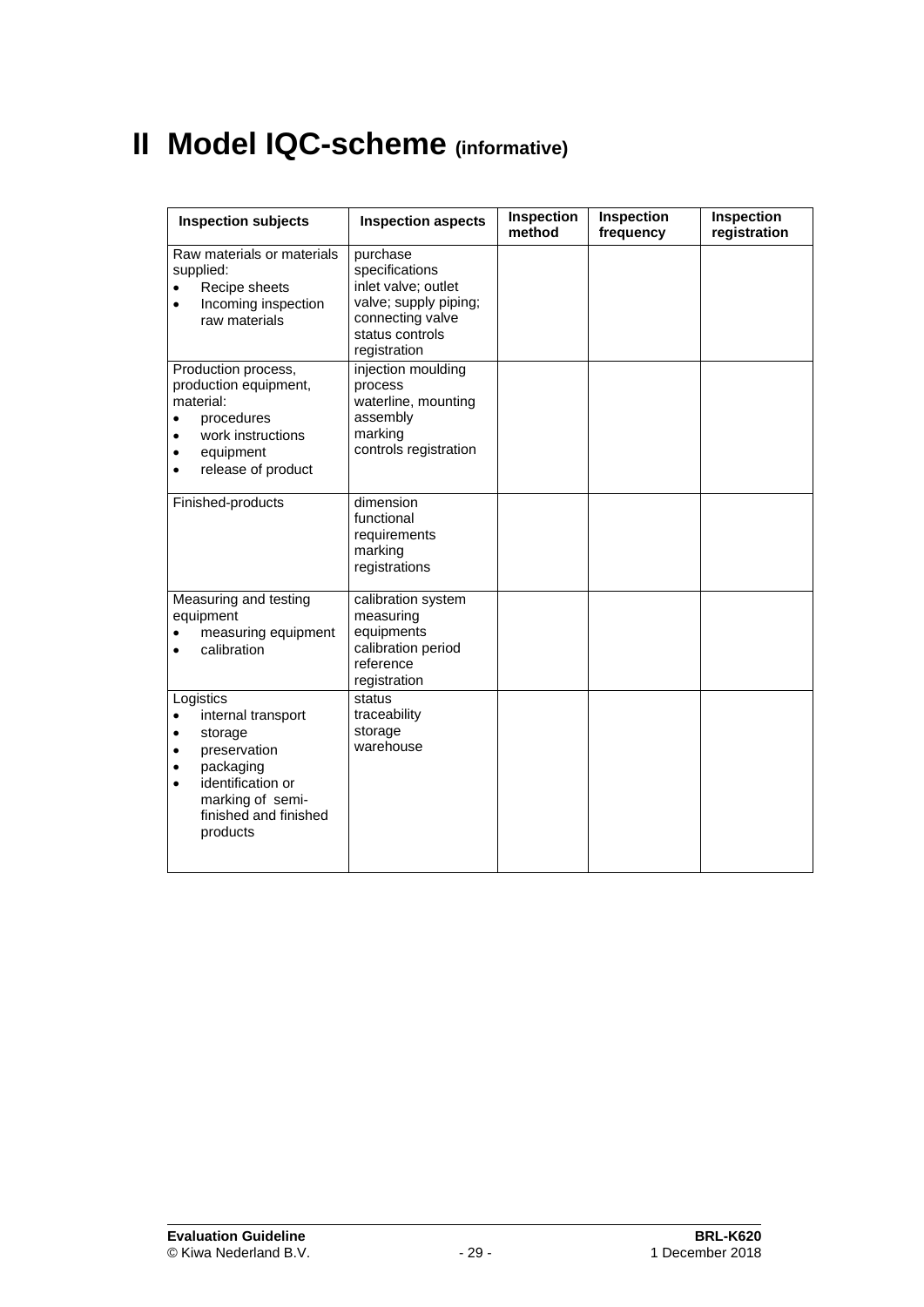# II Model IQC-scheme (informative)

| Inspection subjects | Inspection aspects | Inspection method | Inspection frequency | Inspection registration |
|---|---|---|---|---|
| Raw materials or materials supplied:<br>• Recipe sheets<br>• Incoming inspection raw materials | purchase specifications<br>inlet valve; outlet valve; supply piping; connecting valve<br>status controls<br>registration | | | |
| Production process, production equipment, material:<br>• procedures<br>• work instructions<br>• equipment<br>• release of product | injection moulding process<br>waterline, mounting assembly<br>marking<br>controls registration | | | |
| Finished-products | dimension<br>functional requirements<br>marking<br>registrations | | | |
| Measuring and testing equipment<br>• measuring equipment<br>• calibration | calibration system<br>measuring equipments<br>calibration period<br>reference<br>registration | | | |
| Logistics<br>• internal transport<br>• storage<br>• preservation<br>• packaging<br>• identification or marking of semi-finished and finished products | status<br>traceability<br>storage<br>warehouse | | | |